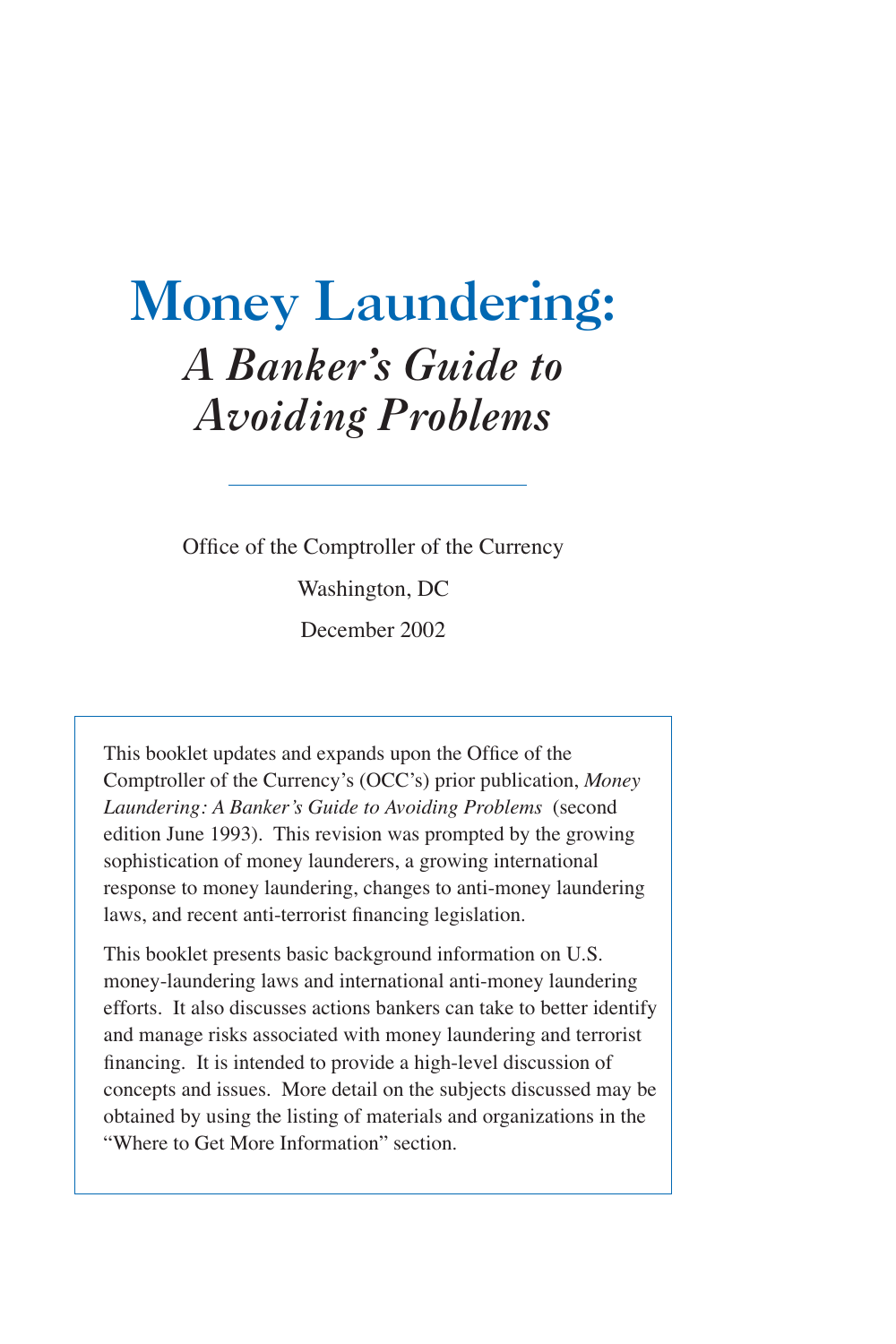# Money Laundering:

## *A Banker's Guide to Avoiding Problems*

---

Office of the Comptroller of the Currency

Washington, DC

December 2002

This booklet updates and expands upon the Office of the Comptroller of the Currency's (OCC's) prior publication, *Money Laundering: A Banker's Guide to Avoiding Problems* (second edition June 1993). This revision was prompted by the growing sophistication of money launderers, a growing international response to money laundering, changes to anti-money laundering laws, and recent anti-terrorist financing legislation.

This booklet presents basic background information on U.S. money-laundering laws and international anti-money laundering efforts. It also discusses actions bankers can take to better identify and manage risks associated with money laundering and terrorist financing. It is intended to provide a high-level discussion of concepts and issues. More detail on the subjects discussed may be obtained by using the listing of materials and organizations in the "Where to Get More Information" section.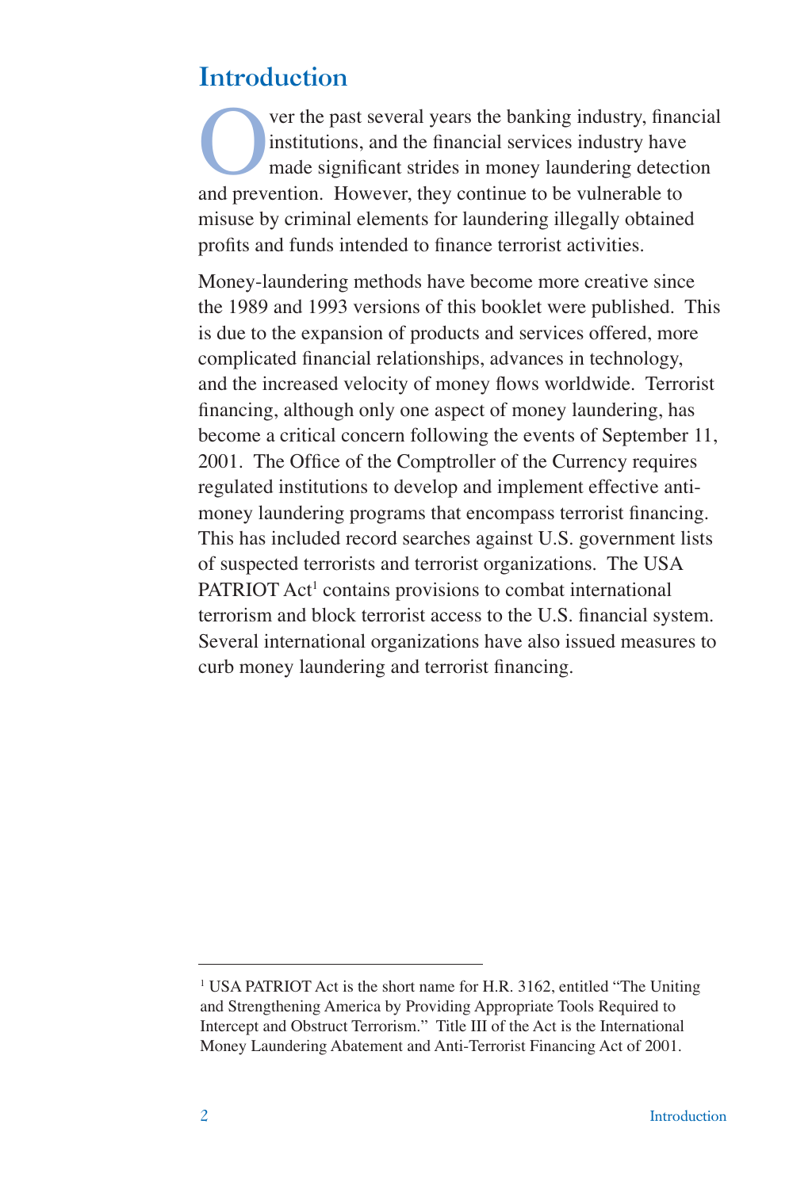## Introduction

Over the past several years the banking industry, financial institutions, and the financial services industry have made significant strides in money laundering detection and prevention. However, they continue to be vulnerable to misuse by criminal elements for laundering illegally obtained profits and funds intended to finance terrorist activities.

Money-laundering methods have become more creative since the 1989 and 1993 versions of this booklet were published. This is due to the expansion of products and services offered, more complicated financial relationships, advances in technology, and the increased velocity of money flows worldwide. Terrorist financing, although only one aspect of money laundering, has become a critical concern following the events of September 11, 2001. The Office of the Comptroller of the Currency requires regulated institutions to develop and implement effective anti-money laundering programs that encompass terrorist financing. This has included record searches against U.S. government lists of suspected terrorists and terrorist organizations. The USA PATRIOT Act[1] contains provisions to combat international terrorism and block terrorist access to the U.S. financial system. Several international organizations have also issued measures to curb money laundering and terrorist financing.

---

[1] USA PATRIOT Act is the short name for H.R. 3162, entitled "The Uniting and Strengthening America by Providing Appropriate Tools Required to Intercept and Obstruct Terrorism." Title III of the Act is the International Money Laundering Abatement and Anti-Terrorist Financing Act of 2001.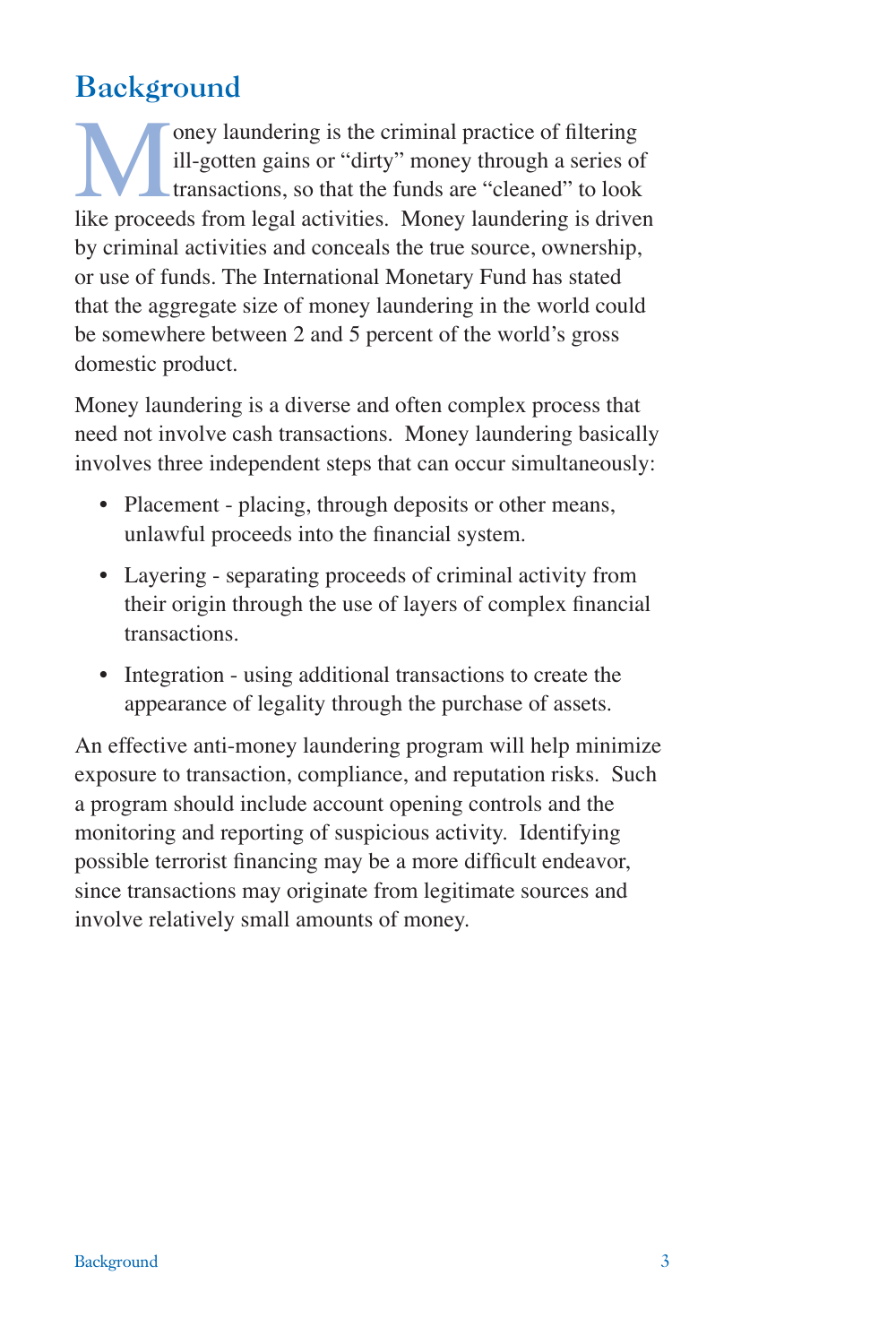## Background

Money laundering is the criminal practice of filtering ill-gotten gains or "dirty" money through a series of transactions, so that the funds are "cleaned" to look like proceeds from legal activities. Money laundering is driven by criminal activities and conceals the true source, ownership, or use of funds. The International Monetary Fund has stated that the aggregate size of money laundering in the world could be somewhere between 2 and 5 percent of the world's gross domestic product.

Money laundering is a diverse and often complex process that need not involve cash transactions. Money laundering basically involves three independent steps that can occur simultaneously:

- Placement - placing, through deposits or other means, unlawful proceeds into the financial system.
- Layering - separating proceeds of criminal activity from their origin through the use of layers of complex financial transactions.
- Integration - using additional transactions to create the appearance of legality through the purchase of assets.

An effective anti-money laundering program will help minimize exposure to transaction, compliance, and reputation risks. Such a program should include account opening controls and the monitoring and reporting of suspicious activity. Identifying possible terrorist financing may be a more difficult endeavor, since transactions may originate from legitimate sources and involve relatively small amounts of money.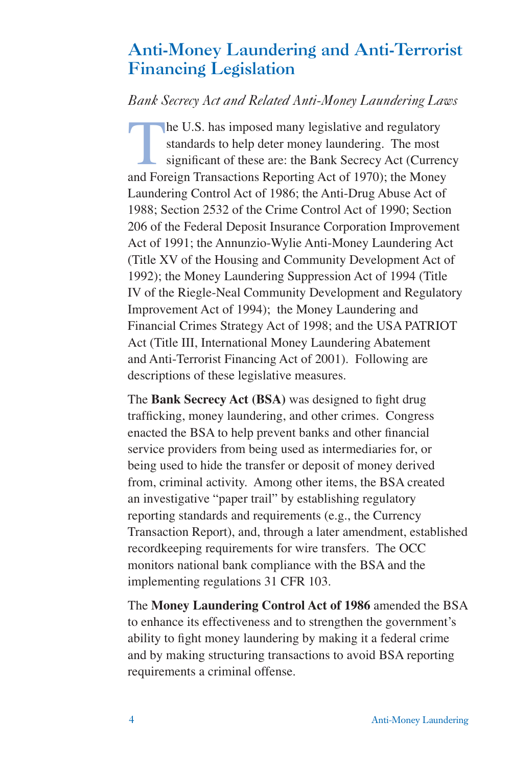## Anti-Money Laundering and Anti-Terrorist Financing Legislation

*Bank Secrecy Act and Related Anti-Money Laundering Laws*

The U.S. has imposed many legislative and regulatory standards to help deter money laundering. The most significant of these are: the Bank Secrecy Act (Currency and Foreign Transactions Reporting Act of 1970); the Money Laundering Control Act of 1986; the Anti-Drug Abuse Act of 1988; Section 2532 of the Crime Control Act of 1990; Section 206 of the Federal Deposit Insurance Corporation Improvement Act of 1991; the Annunzio-Wylie Anti-Money Laundering Act (Title XV of the Housing and Community Development Act of 1992); the Money Laundering Suppression Act of 1994 (Title IV of the Riegle-Neal Community Development and Regulatory Improvement Act of 1994); the Money Laundering and Financial Crimes Strategy Act of 1998; and the USA PATRIOT Act (Title III, International Money Laundering Abatement and Anti-Terrorist Financing Act of 2001). Following are descriptions of these legislative measures.

The **Bank Secrecy Act (BSA)** was designed to fight drug trafficking, money laundering, and other crimes. Congress enacted the BSA to help prevent banks and other financial service providers from being used as intermediaries for, or being used to hide the transfer or deposit of money derived from, criminal activity. Among other items, the BSA created an investigative "paper trail" by establishing regulatory reporting standards and requirements (e.g., the Currency Transaction Report), and, through a later amendment, established recordkeeping requirements for wire transfers. The OCC monitors national bank compliance with the BSA and the implementing regulations 31 CFR 103.

The **Money Laundering Control Act of 1986** amended the BSA to enhance its effectiveness and to strengthen the government's ability to fight money laundering by making it a federal crime and by making structuring transactions to avoid BSA reporting requirements a criminal offense.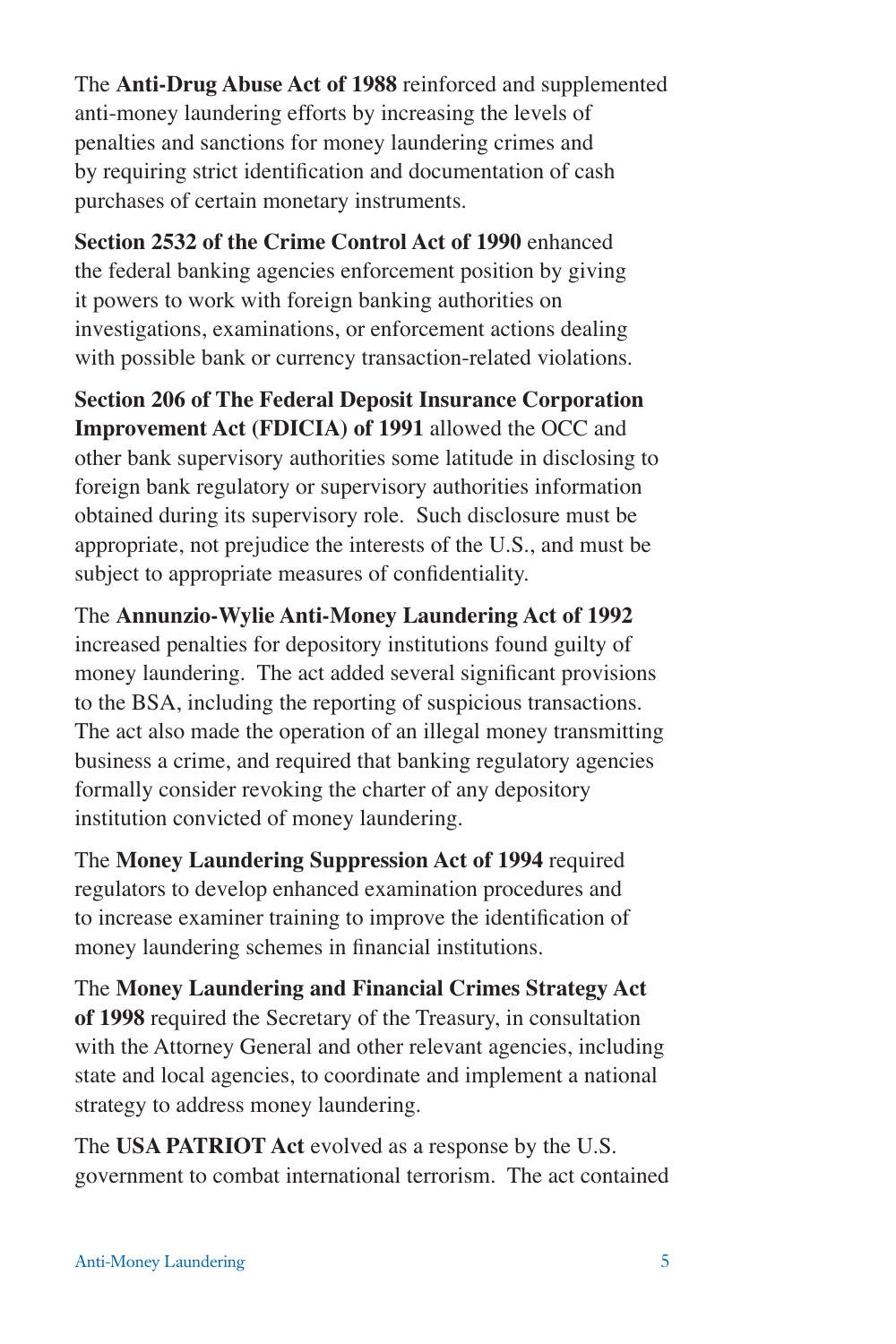The **Anti-Drug Abuse Act of 1988** reinforced and supplemented anti-money laundering efforts by increasing the levels of penalties and sanctions for money laundering crimes and by requiring strict identification and documentation of cash purchases of certain monetary instruments.

**Section 2532 of the Crime Control Act of 1990** enhanced the federal banking agencies enforcement position by giving it powers to work with foreign banking authorities on investigations, examinations, or enforcement actions dealing with possible bank or currency transaction-related violations.

**Section 206 of The Federal Deposit Insurance Corporation Improvement Act (FDICIA) of 1991** allowed the OCC and other bank supervisory authorities some latitude in disclosing to foreign bank regulatory or supervisory authorities information obtained during its supervisory role. Such disclosure must be appropriate, not prejudice the interests of the U.S., and must be subject to appropriate measures of confidentiality.

The **Annunzio-Wylie Anti-Money Laundering Act of 1992** increased penalties for depository institutions found guilty of money laundering. The act added several significant provisions to the BSA, including the reporting of suspicious transactions. The act also made the operation of an illegal money transmitting business a crime, and required that banking regulatory agencies formally consider revoking the charter of any depository institution convicted of money laundering.

The **Money Laundering Suppression Act of 1994** required regulators to develop enhanced examination procedures and to increase examiner training to improve the identification of money laundering schemes in financial institutions.

The **Money Laundering and Financial Crimes Strategy Act of 1998** required the Secretary of the Treasury, in consultation with the Attorney General and other relevant agencies, including state and local agencies, to coordinate and implement a national strategy to address money laundering.

The **USA PATRIOT Act** evolved as a response by the U.S. government to combat international terrorism. The act contained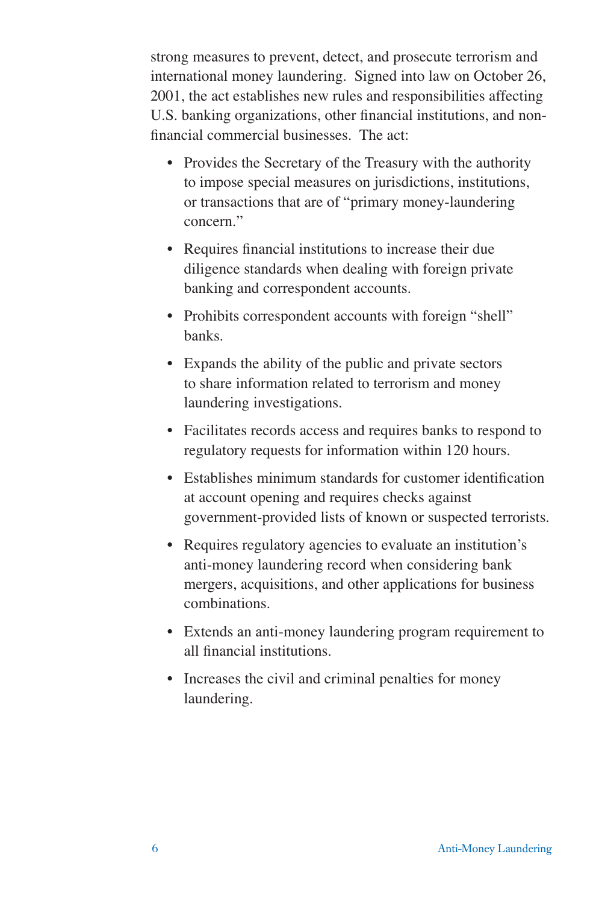strong measures to prevent, detect, and prosecute terrorism and international money laundering. Signed into law on October 26, 2001, the act establishes new rules and responsibilities affecting U.S. banking organizations, other financial institutions, and non-financial commercial businesses. The act:

- Provides the Secretary of the Treasury with the authority to impose special measures on jurisdictions, institutions, or transactions that are of "primary money-laundering concern."
- Requires financial institutions to increase their due diligence standards when dealing with foreign private banking and correspondent accounts.
- Prohibits correspondent accounts with foreign "shell" banks.
- Expands the ability of the public and private sectors to share information related to terrorism and money laundering investigations.
- Facilitates records access and requires banks to respond to regulatory requests for information within 120 hours.
- Establishes minimum standards for customer identification at account opening and requires checks against government-provided lists of known or suspected terrorists.
- Requires regulatory agencies to evaluate an institution's anti-money laundering record when considering bank mergers, acquisitions, and other applications for business combinations.
- Extends an anti-money laundering program requirement to all financial institutions.
- Increases the civil and criminal penalties for money laundering.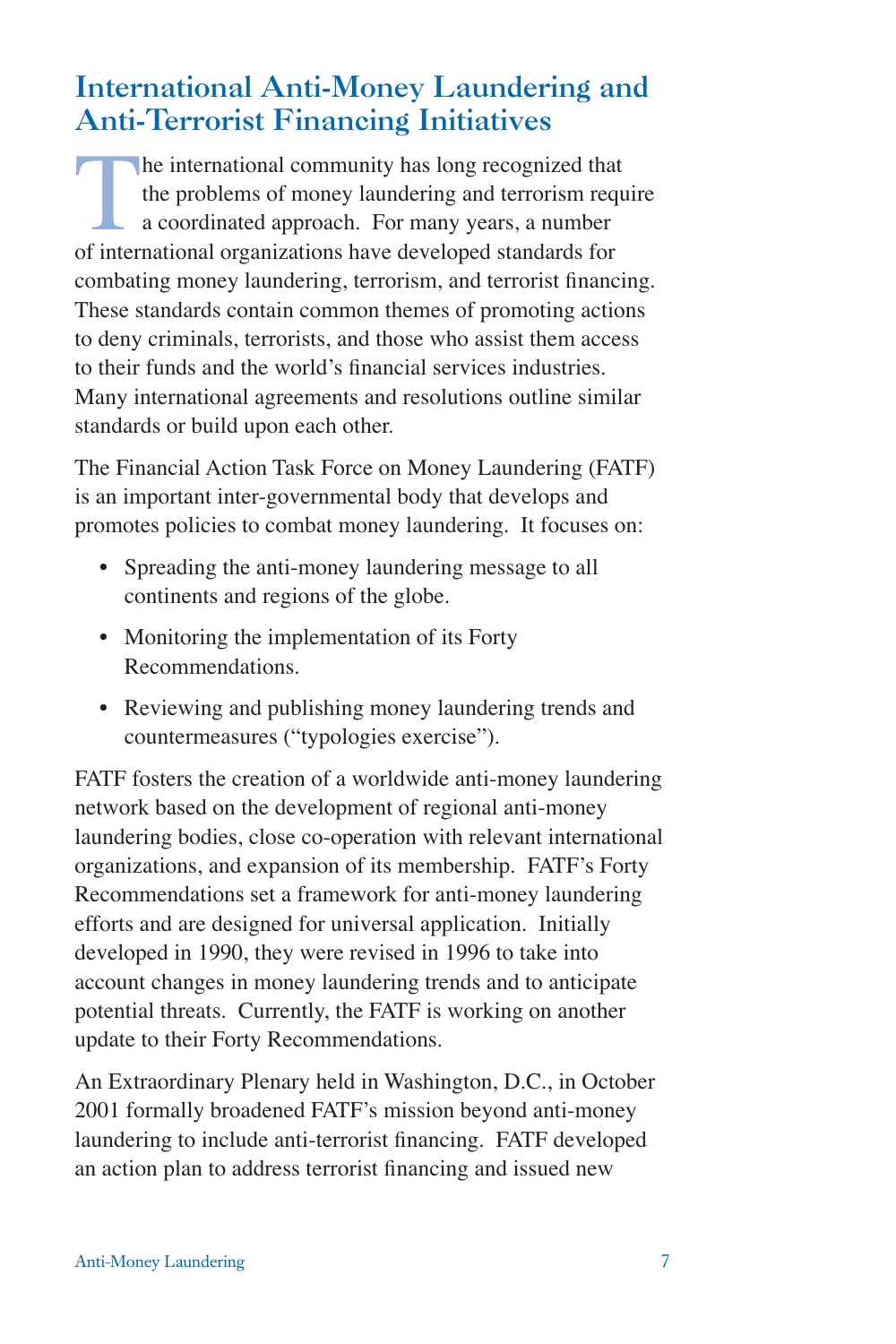## International Anti-Money Laundering and Anti-Terrorist Financing Initiatives

The international community has long recognized that the problems of money laundering and terrorism require a coordinated approach. For many years, a number of international organizations have developed standards for combating money laundering, terrorism, and terrorist financing. These standards contain common themes of promoting actions to deny criminals, terrorists, and those who assist them access to their funds and the world's financial services industries. Many international agreements and resolutions outline similar standards or build upon each other.

The Financial Action Task Force on Money Laundering (FATF) is an important inter-governmental body that develops and promotes policies to combat money laundering. It focuses on:

- Spreading the anti-money laundering message to all continents and regions of the globe.
- Monitoring the implementation of its Forty Recommendations.
- Reviewing and publishing money laundering trends and countermeasures ("typologies exercise").

FATF fosters the creation of a worldwide anti-money laundering network based on the development of regional anti-money laundering bodies, close co-operation with relevant international organizations, and expansion of its membership. FATF's Forty Recommendations set a framework for anti-money laundering efforts and are designed for universal application. Initially developed in 1990, they were revised in 1996 to take into account changes in money laundering trends and to anticipate potential threats. Currently, the FATF is working on another update to their Forty Recommendations.

An Extraordinary Plenary held in Washington, D.C., in October 2001 formally broadened FATF's mission beyond anti-money laundering to include anti-terrorist financing. FATF developed an action plan to address terrorist financing and issued new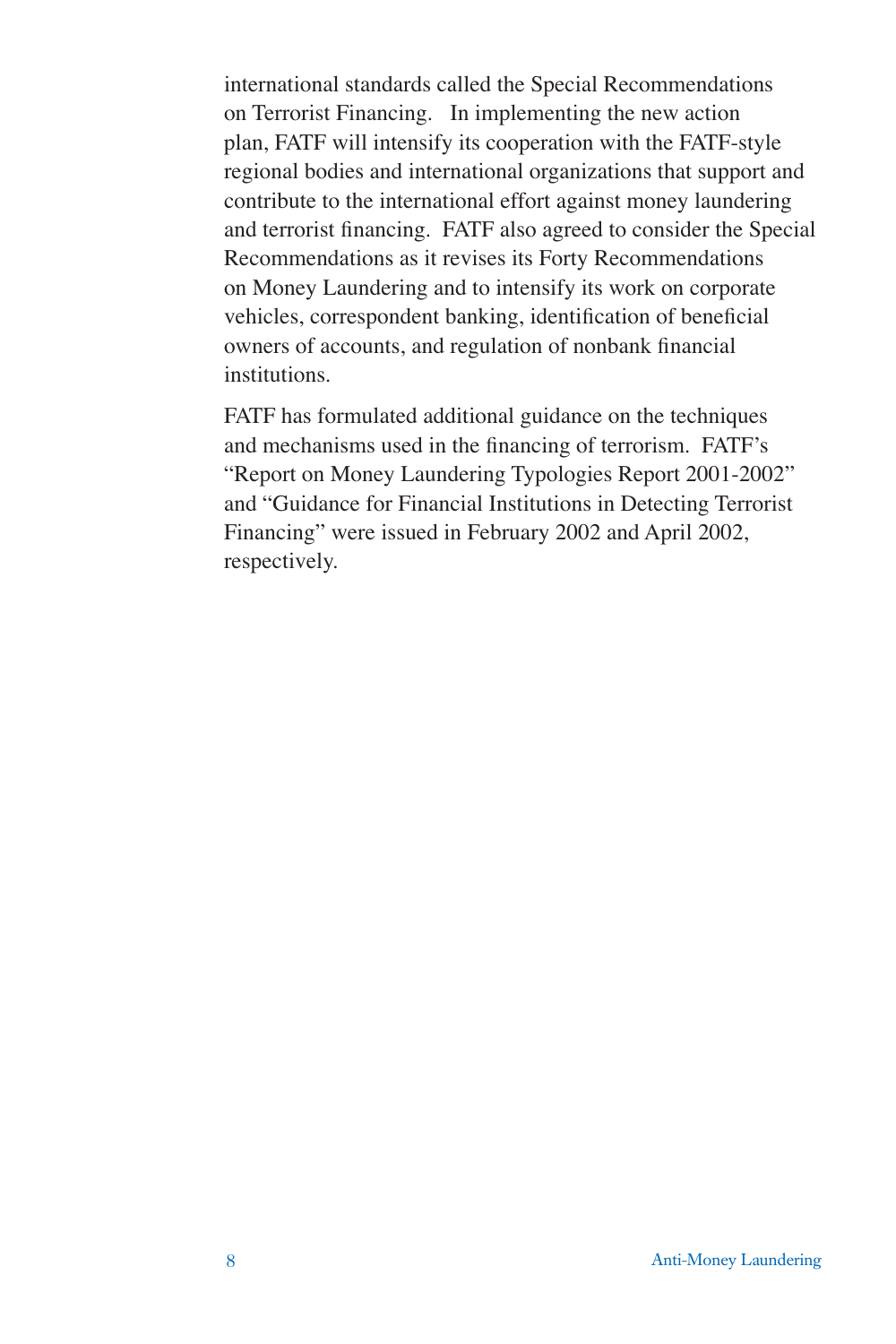international standards called the Special Recommendations on Terrorist Financing. In implementing the new action plan, FATF will intensify its cooperation with the FATF-style regional bodies and international organizations that support and contribute to the international effort against money laundering and terrorist financing. FATF also agreed to consider the Special Recommendations as it revises its Forty Recommendations on Money Laundering and to intensify its work on corporate vehicles, correspondent banking, identification of beneficial owners of accounts, and regulation of nonbank financial institutions.

FATF has formulated additional guidance on the techniques and mechanisms used in the financing of terrorism. FATF's "Report on Money Laundering Typologies Report 2001-2002" and "Guidance for Financial Institutions in Detecting Terrorist Financing" were issued in February 2002 and April 2002, respectively.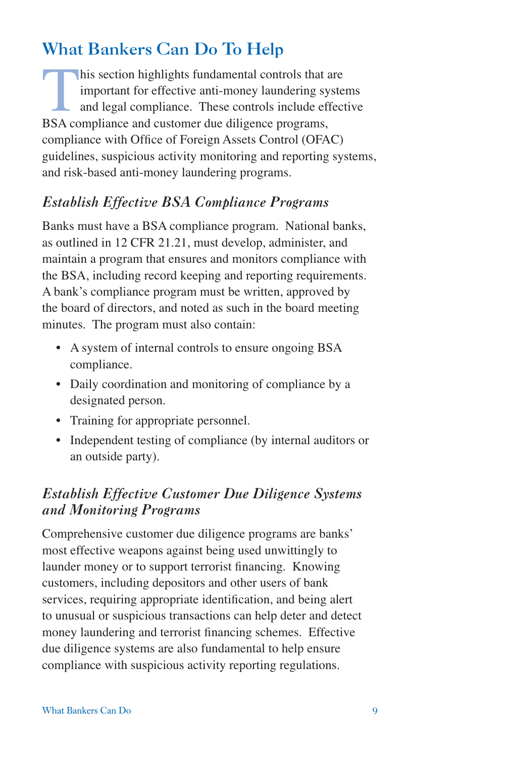## What Bankers Can Do To Help

This section highlights fundamental controls that are important for effective anti-money laundering systems and legal compliance. These controls include effective BSA compliance and customer due diligence programs, compliance with Office of Foreign Assets Control (OFAC) guidelines, suspicious activity monitoring and reporting systems, and risk-based anti-money laundering programs.

### *Establish Effective BSA Compliance Programs*

Banks must have a BSA compliance program. National banks, as outlined in 12 CFR 21.21, must develop, administer, and maintain a program that ensures and monitors compliance with the BSA, including record keeping and reporting requirements. A bank's compliance program must be written, approved by the board of directors, and noted as such in the board meeting minutes. The program must also contain:

- A system of internal controls to ensure ongoing BSA compliance.
- Daily coordination and monitoring of compliance by a designated person.
- Training for appropriate personnel.
- Independent testing of compliance (by internal auditors or an outside party).

### *Establish Effective Customer Due Diligence Systems and Monitoring Programs*

Comprehensive customer due diligence programs are banks' most effective weapons against being used unwittingly to launder money or to support terrorist financing. Knowing customers, including depositors and other users of bank services, requiring appropriate identification, and being alert to unusual or suspicious transactions can help deter and detect money laundering and terrorist financing schemes. Effective due diligence systems are also fundamental to help ensure compliance with suspicious activity reporting regulations.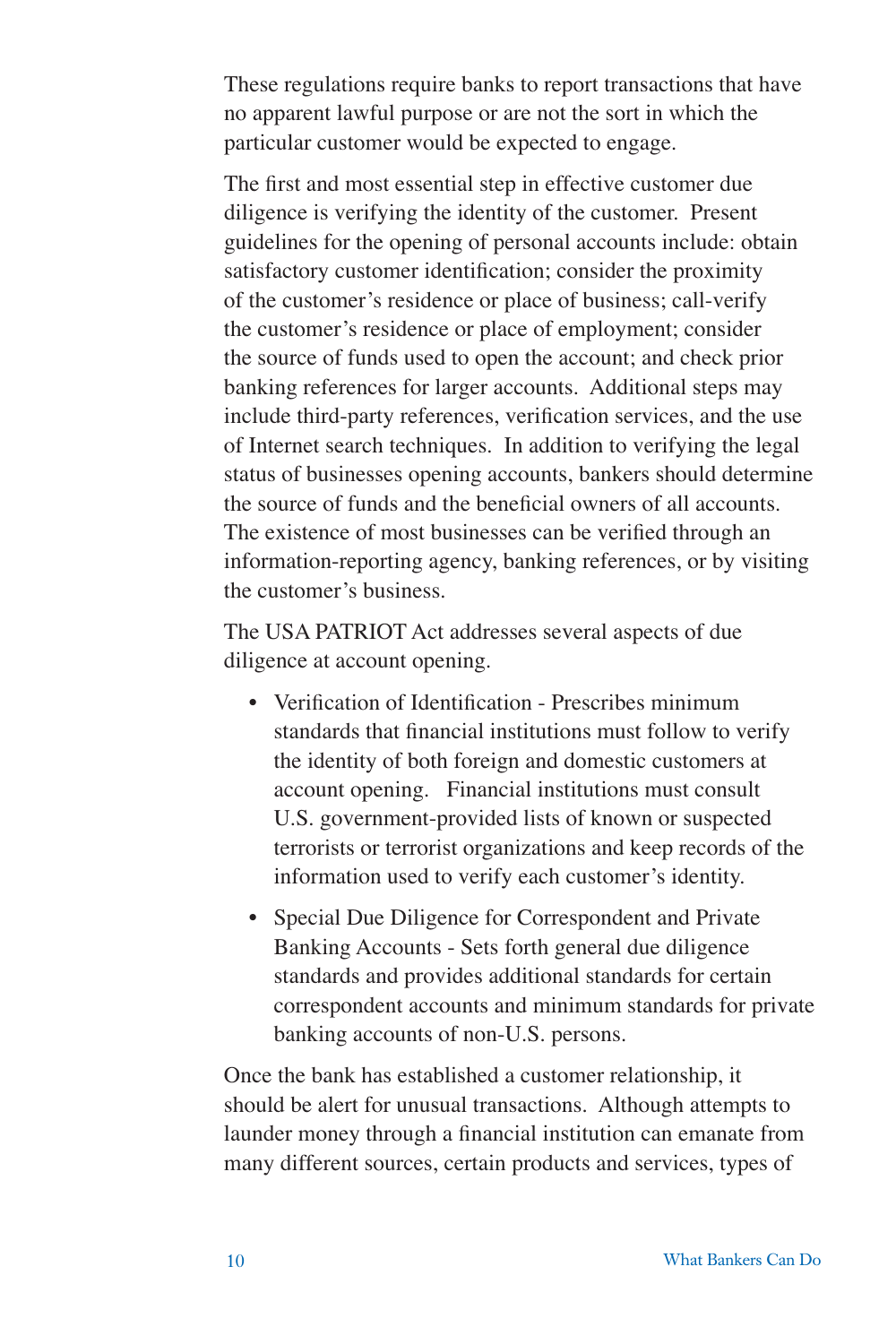These regulations require banks to report transactions that have no apparent lawful purpose or are not the sort in which the particular customer would be expected to engage.

The first and most essential step in effective customer due diligence is verifying the identity of the customer. Present guidelines for the opening of personal accounts include: obtain satisfactory customer identification; consider the proximity of the customer's residence or place of business; call-verify the customer's residence or place of employment; consider the source of funds used to open the account; and check prior banking references for larger accounts. Additional steps may include third-party references, verification services, and the use of Internet search techniques. In addition to verifying the legal status of businesses opening accounts, bankers should determine the source of funds and the beneficial owners of all accounts. The existence of most businesses can be verified through an information-reporting agency, banking references, or by visiting the customer's business.

The USA PATRIOT Act addresses several aspects of due diligence at account opening.

- Verification of Identification - Prescribes minimum standards that financial institutions must follow to verify the identity of both foreign and domestic customers at account opening. Financial institutions must consult U.S. government-provided lists of known or suspected terrorists or terrorist organizations and keep records of the information used to verify each customer's identity.
- Special Due Diligence for Correspondent and Private Banking Accounts - Sets forth general due diligence standards and provides additional standards for certain correspondent accounts and minimum standards for private banking accounts of non-U.S. persons.

Once the bank has established a customer relationship, it should be alert for unusual transactions. Although attempts to launder money through a financial institution can emanate from many different sources, certain products and services, types of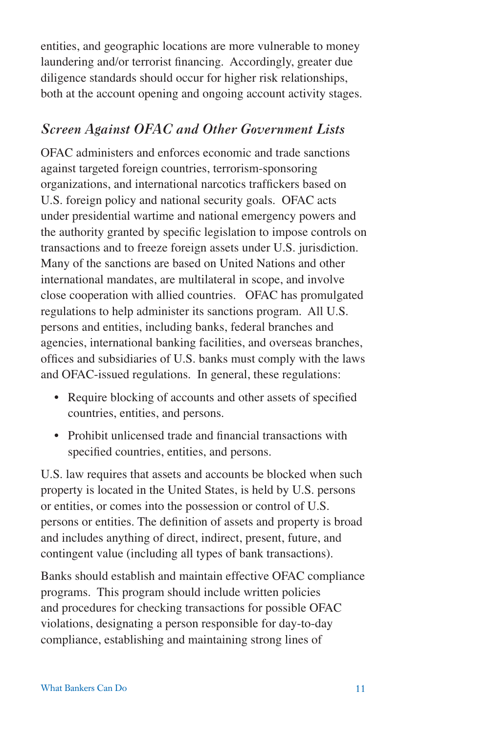entities, and geographic locations are more vulnerable to money laundering and/or terrorist financing. Accordingly, greater due diligence standards should occur for higher risk relationships, both at the account opening and ongoing account activity stages.

### *Screen Against OFAC and Other Government Lists*

OFAC administers and enforces economic and trade sanctions against targeted foreign countries, terrorism-sponsoring organizations, and international narcotics traffickers based on U.S. foreign policy and national security goals. OFAC acts under presidential wartime and national emergency powers and the authority granted by specific legislation to impose controls on transactions and to freeze foreign assets under U.S. jurisdiction. Many of the sanctions are based on United Nations and other international mandates, are multilateral in scope, and involve close cooperation with allied countries. OFAC has promulgated regulations to help administer its sanctions program. All U.S. persons and entities, including banks, federal branches and agencies, international banking facilities, and overseas branches, offices and subsidiaries of U.S. banks must comply with the laws and OFAC-issued regulations. In general, these regulations:

- Require blocking of accounts and other assets of specified countries, entities, and persons.
- Prohibit unlicensed trade and financial transactions with specified countries, entities, and persons.

U.S. law requires that assets and accounts be blocked when such property is located in the United States, is held by U.S. persons or entities, or comes into the possession or control of U.S. persons or entities. The definition of assets and property is broad and includes anything of direct, indirect, present, future, and contingent value (including all types of bank transactions).

Banks should establish and maintain effective OFAC compliance programs. This program should include written policies and procedures for checking transactions for possible OFAC violations, designating a person responsible for day-to-day compliance, establishing and maintaining strong lines of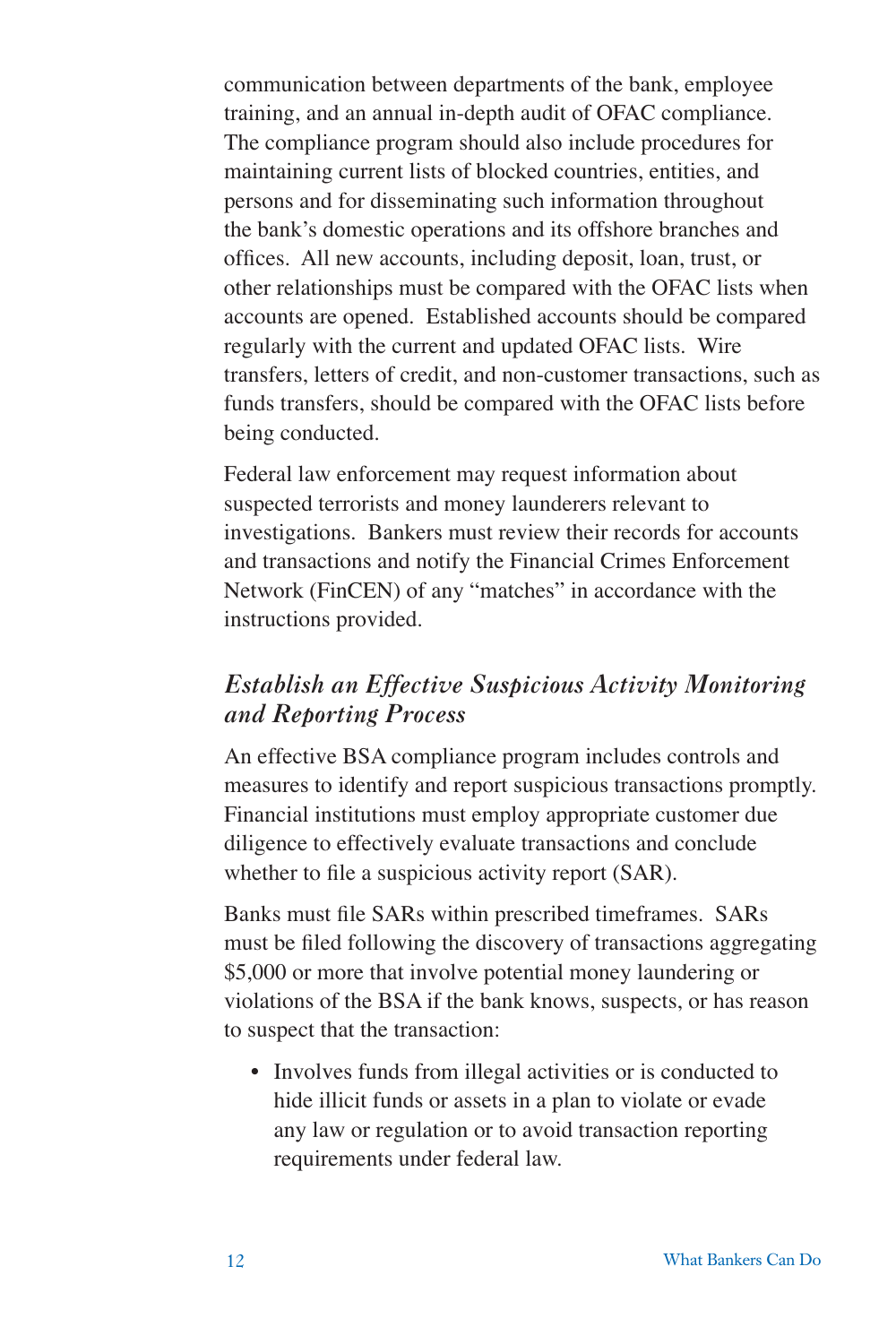communication between departments of the bank, employee training, and an annual in-depth audit of OFAC compliance. The compliance program should also include procedures for maintaining current lists of blocked countries, entities, and persons and for disseminating such information throughout the bank's domestic operations and its offshore branches and offices. All new accounts, including deposit, loan, trust, or other relationships must be compared with the OFAC lists when accounts are opened. Established accounts should be compared regularly with the current and updated OFAC lists. Wire transfers, letters of credit, and non-customer transactions, such as funds transfers, should be compared with the OFAC lists before being conducted.

Federal law enforcement may request information about suspected terrorists and money launderers relevant to investigations. Bankers must review their records for accounts and transactions and notify the Financial Crimes Enforcement Network (FinCEN) of any "matches" in accordance with the instructions provided.

### *Establish an Effective Suspicious Activity Monitoring and Reporting Process*

An effective BSA compliance program includes controls and measures to identify and report suspicious transactions promptly. Financial institutions must employ appropriate customer due diligence to effectively evaluate transactions and conclude whether to file a suspicious activity report (SAR).

Banks must file SARs within prescribed timeframes. SARs must be filed following the discovery of transactions aggregating $5,000 or more that involve potential money laundering or violations of the BSA if the bank knows, suspects, or has reason to suspect that the transaction:

- Involves funds from illegal activities or is conducted to hide illicit funds or assets in a plan to violate or evade any law or regulation or to avoid transaction reporting requirements under federal law.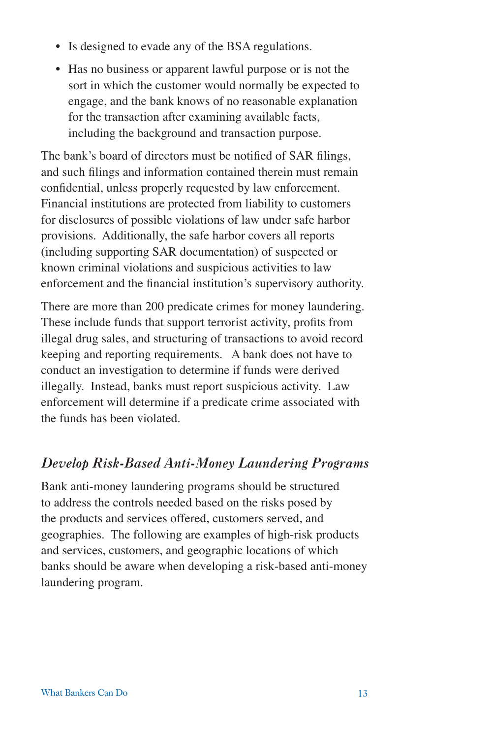- Is designed to evade any of the BSA regulations.
- Has no business or apparent lawful purpose or is not the sort in which the customer would normally be expected to engage, and the bank knows of no reasonable explanation for the transaction after examining available facts, including the background and transaction purpose.

The bank's board of directors must be notified of SAR filings, and such filings and information contained therein must remain confidential, unless properly requested by law enforcement. Financial institutions are protected from liability to customers for disclosures of possible violations of law under safe harbor provisions. Additionally, the safe harbor covers all reports (including supporting SAR documentation) of suspected or known criminal violations and suspicious activities to law enforcement and the financial institution's supervisory authority.

There are more than 200 predicate crimes for money laundering. These include funds that support terrorist activity, profits from illegal drug sales, and structuring of transactions to avoid record keeping and reporting requirements. A bank does not have to conduct an investigation to determine if funds were derived illegally. Instead, banks must report suspicious activity. Law enforcement will determine if a predicate crime associated with the funds has been violated.

## *Develop Risk-Based Anti-Money Laundering Programs*

Bank anti-money laundering programs should be structured to address the controls needed based on the risks posed by the products and services offered, customers served, and geographies. The following are examples of high-risk products and services, customers, and geographic locations of which banks should be aware when developing a risk-based anti-money laundering program.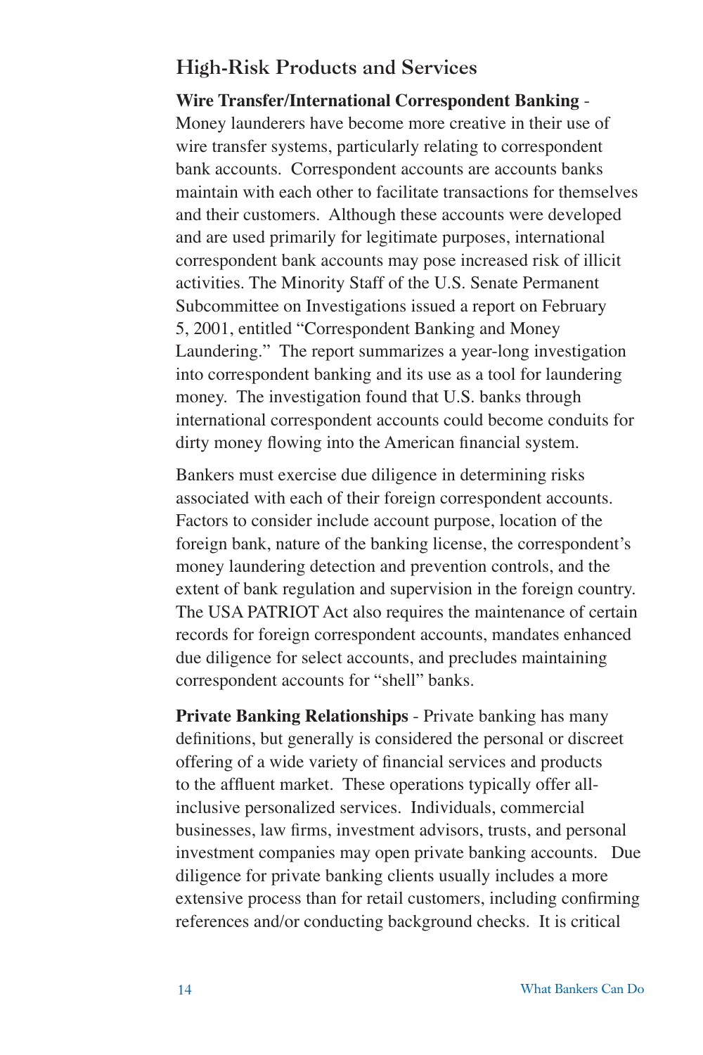## High-Risk Products and Services

**Wire Transfer/International Correspondent Banking** - Money launderers have become more creative in their use of wire transfer systems, particularly relating to correspondent bank accounts. Correspondent accounts are accounts banks maintain with each other to facilitate transactions for themselves and their customers. Although these accounts were developed and are used primarily for legitimate purposes, international correspondent bank accounts may pose increased risk of illicit activities. The Minority Staff of the U.S. Senate Permanent Subcommittee on Investigations issued a report on February 5, 2001, entitled "Correspondent Banking and Money Laundering." The report summarizes a year-long investigation into correspondent banking and its use as a tool for laundering money. The investigation found that U.S. banks through international correspondent accounts could become conduits for dirty money flowing into the American financial system.

Bankers must exercise due diligence in determining risks associated with each of their foreign correspondent accounts. Factors to consider include account purpose, location of the foreign bank, nature of the banking license, the correspondent's money laundering detection and prevention controls, and the extent of bank regulation and supervision in the foreign country. The USA PATRIOT Act also requires the maintenance of certain records for foreign correspondent accounts, mandates enhanced due diligence for select accounts, and precludes maintaining correspondent accounts for "shell" banks.

**Private Banking Relationships** - Private banking has many definitions, but generally is considered the personal or discreet offering of a wide variety of financial services and products to the affluent market. These operations typically offer all-inclusive personalized services. Individuals, commercial businesses, law firms, investment advisors, trusts, and personal investment companies may open private banking accounts. Due diligence for private banking clients usually includes a more extensive process than for retail customers, including confirming references and/or conducting background checks. It is critical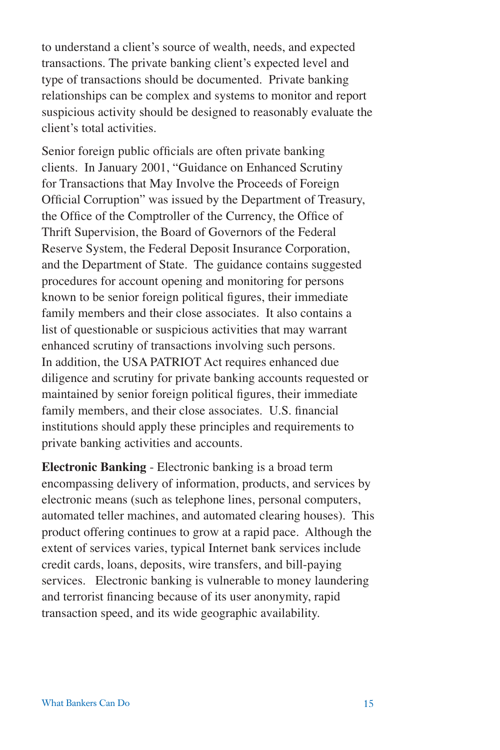to understand a client's source of wealth, needs, and expected transactions. The private banking client's expected level and type of transactions should be documented. Private banking relationships can be complex and systems to monitor and report suspicious activity should be designed to reasonably evaluate the client's total activities.

Senior foreign public officials are often private banking clients. In January 2001, "Guidance on Enhanced Scrutiny for Transactions that May Involve the Proceeds of Foreign Official Corruption" was issued by the Department of Treasury, the Office of the Comptroller of the Currency, the Office of Thrift Supervision, the Board of Governors of the Federal Reserve System, the Federal Deposit Insurance Corporation, and the Department of State. The guidance contains suggested procedures for account opening and monitoring for persons known to be senior foreign political figures, their immediate family members and their close associates. It also contains a list of questionable or suspicious activities that may warrant enhanced scrutiny of transactions involving such persons. In addition, the USA PATRIOT Act requires enhanced due diligence and scrutiny for private banking accounts requested or maintained by senior foreign political figures, their immediate family members, and their close associates. U.S. financial institutions should apply these principles and requirements to private banking activities and accounts.

**Electronic Banking** - Electronic banking is a broad term encompassing delivery of information, products, and services by electronic means (such as telephone lines, personal computers, automated teller machines, and automated clearing houses). This product offering continues to grow at a rapid pace. Although the extent of services varies, typical Internet bank services include credit cards, loans, deposits, wire transfers, and bill-paying services. Electronic banking is vulnerable to money laundering and terrorist financing because of its user anonymity, rapid transaction speed, and its wide geographic availability.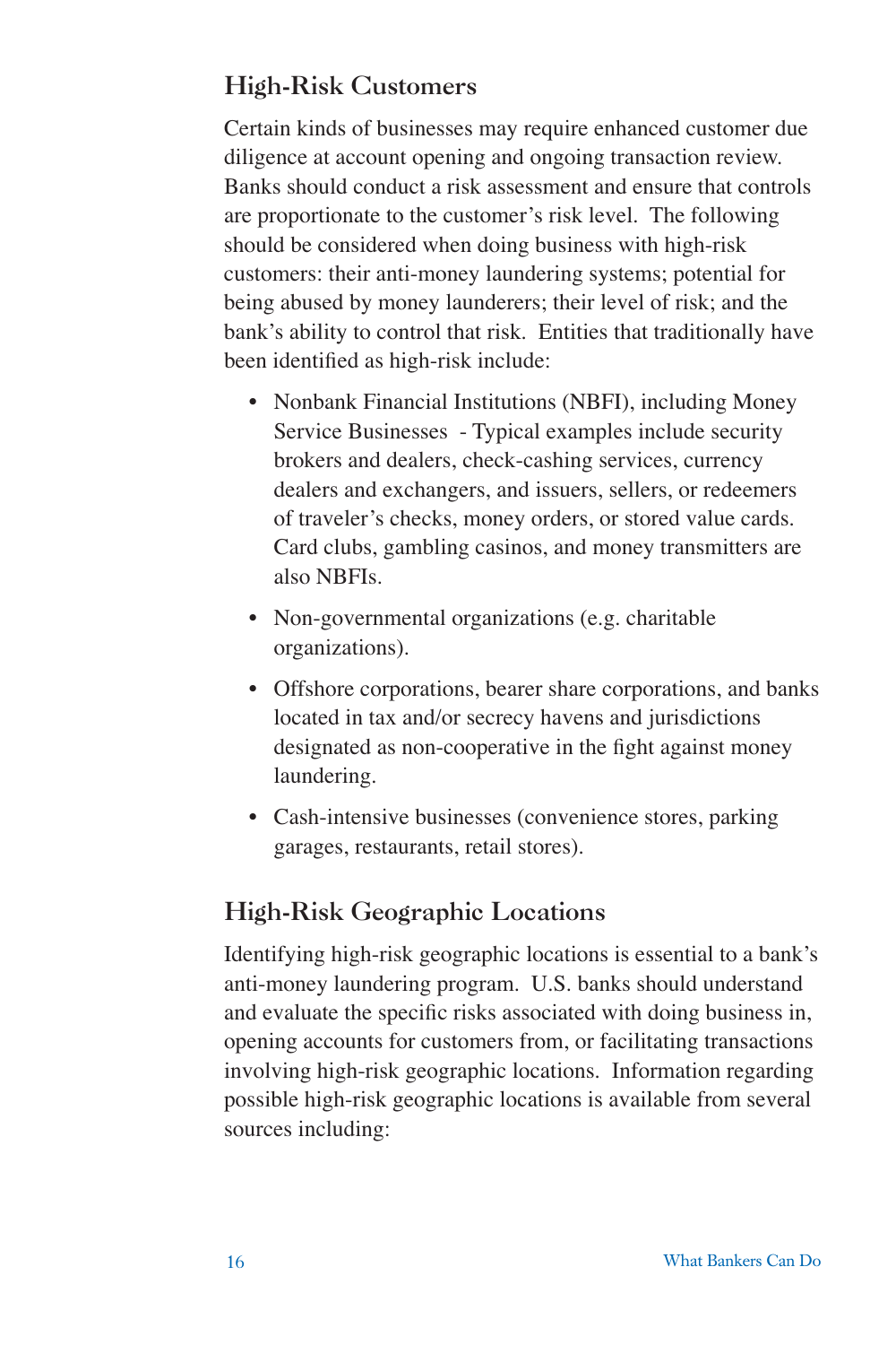## High-Risk Customers

Certain kinds of businesses may require enhanced customer due diligence at account opening and ongoing transaction review. Banks should conduct a risk assessment and ensure that controls are proportionate to the customer's risk level. The following should be considered when doing business with high-risk customers: their anti-money laundering systems; potential for being abused by money launderers; their level of risk; and the bank's ability to control that risk. Entities that traditionally have been identified as high-risk include:

- Nonbank Financial Institutions (NBFI), including Money Service Businesses - Typical examples include security brokers and dealers, check-cashing services, currency dealers and exchangers, and issuers, sellers, or redeemers of traveler's checks, money orders, or stored value cards. Card clubs, gambling casinos, and money transmitters are also NBFIs.
- Non-governmental organizations (e.g. charitable organizations).
- Offshore corporations, bearer share corporations, and banks located in tax and/or secrecy havens and jurisdictions designated as non-cooperative in the fight against money laundering.
- Cash-intensive businesses (convenience stores, parking garages, restaurants, retail stores).

## High-Risk Geographic Locations

Identifying high-risk geographic locations is essential to a bank's anti-money laundering program. U.S. banks should understand and evaluate the specific risks associated with doing business in, opening accounts for customers from, or facilitating transactions involving high-risk geographic locations. Information regarding possible high-risk geographic locations is available from several sources including: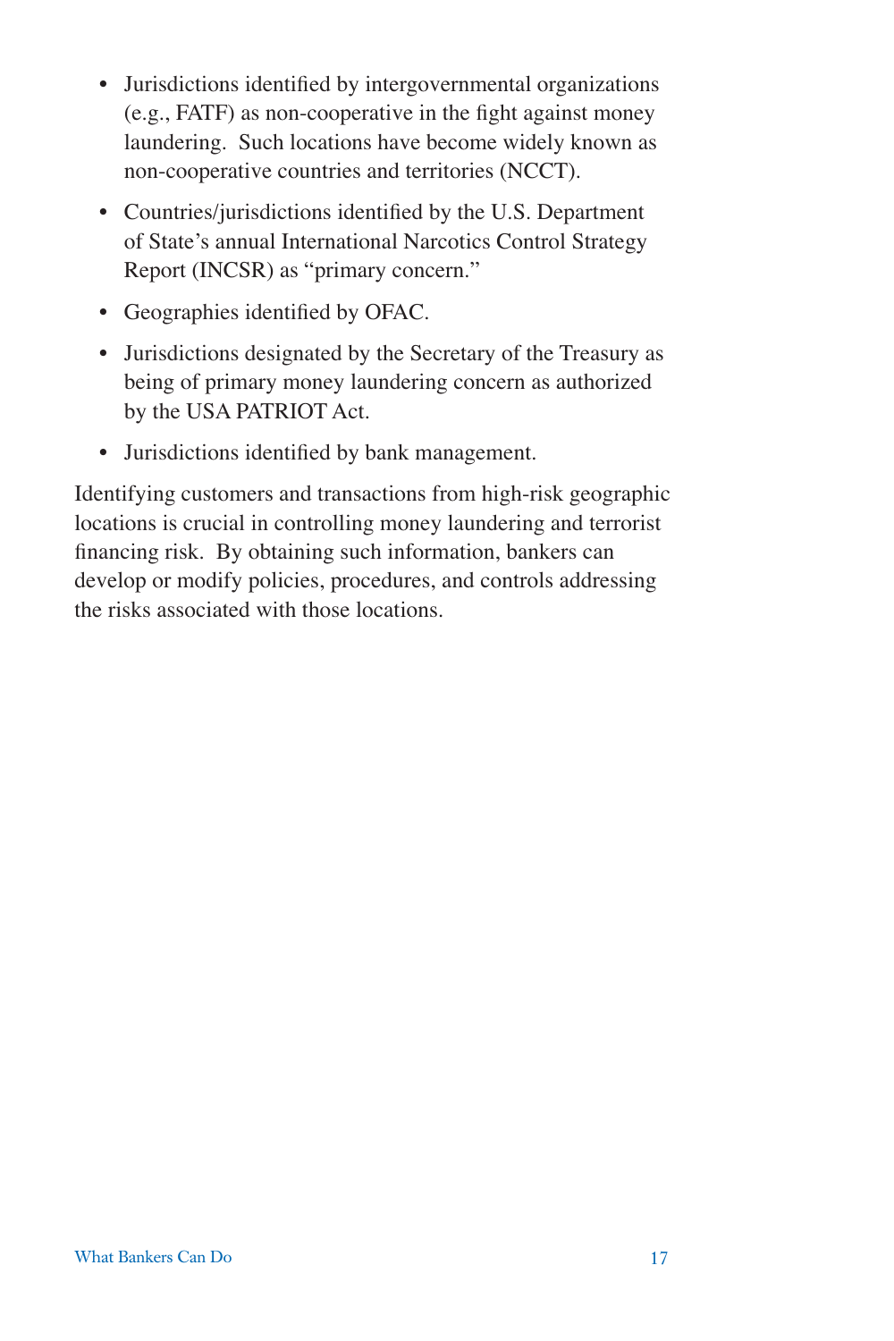- Jurisdictions identified by intergovernmental organizations (e.g., FATF) as non-cooperative in the fight against money laundering. Such locations have become widely known as non-cooperative countries and territories (NCCT).
- Countries/jurisdictions identified by the U.S. Department of State's annual International Narcotics Control Strategy Report (INCSR) as "primary concern."
- Geographies identified by OFAC.
- Jurisdictions designated by the Secretary of the Treasury as being of primary money laundering concern as authorized by the USA PATRIOT Act.
- Jurisdictions identified by bank management.

Identifying customers and transactions from high-risk geographic locations is crucial in controlling money laundering and terrorist financing risk. By obtaining such information, bankers can develop or modify policies, procedures, and controls addressing the risks associated with those locations.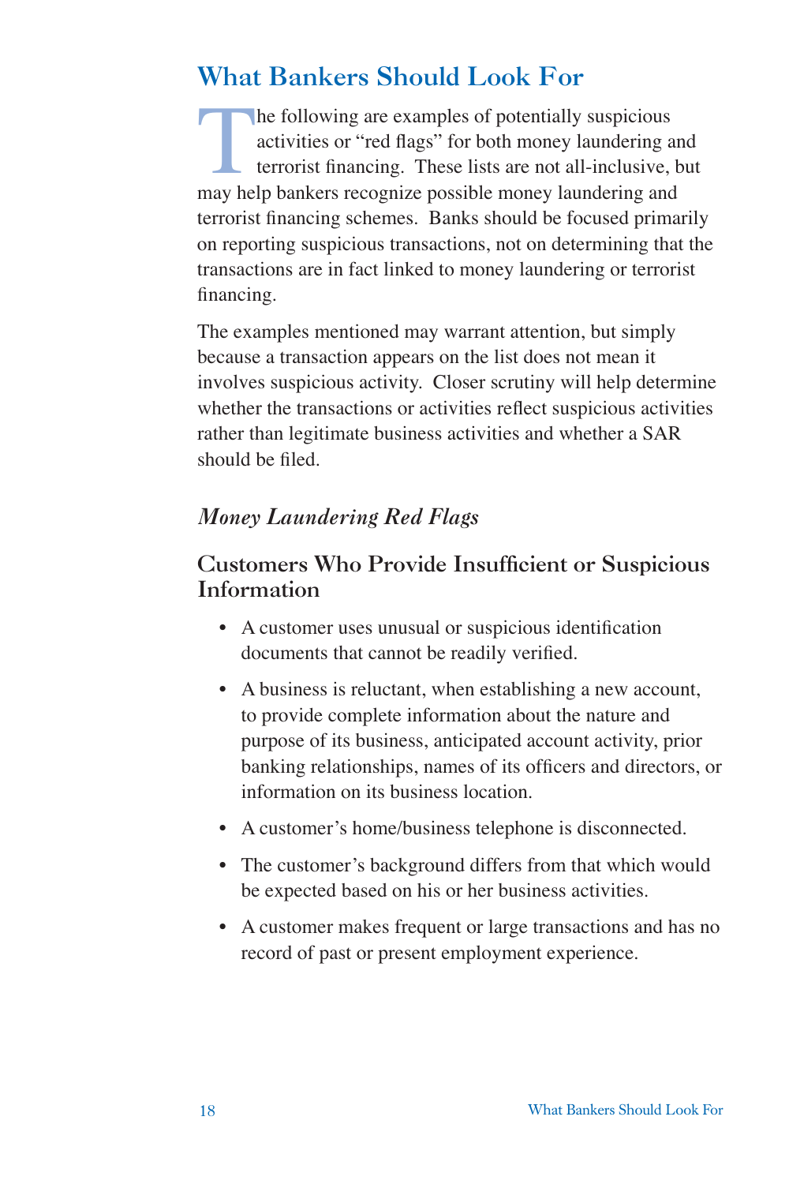# What Bankers Should Look For

The following are examples of potentially suspicious activities or "red flags" for both money laundering and terrorist financing. These lists are not all-inclusive, but may help bankers recognize possible money laundering and terrorist financing schemes. Banks should be focused primarily on reporting suspicious transactions, not on determining that the transactions are in fact linked to money laundering or terrorist financing.

The examples mentioned may warrant attention, but simply because a transaction appears on the list does not mean it involves suspicious activity. Closer scrutiny will help determine whether the transactions or activities reflect suspicious activities rather than legitimate business activities and whether a SAR should be filed.

## *Money Laundering Red Flags*

### Customers Who Provide Insufficient or Suspicious Information

- A customer uses unusual or suspicious identification documents that cannot be readily verified.
- A business is reluctant, when establishing a new account, to provide complete information about the nature and purpose of its business, anticipated account activity, prior banking relationships, names of its officers and directors, or information on its business location.
- A customer's home/business telephone is disconnected.
- The customer's background differs from that which would be expected based on his or her business activities.
- A customer makes frequent or large transactions and has no record of past or present employment experience.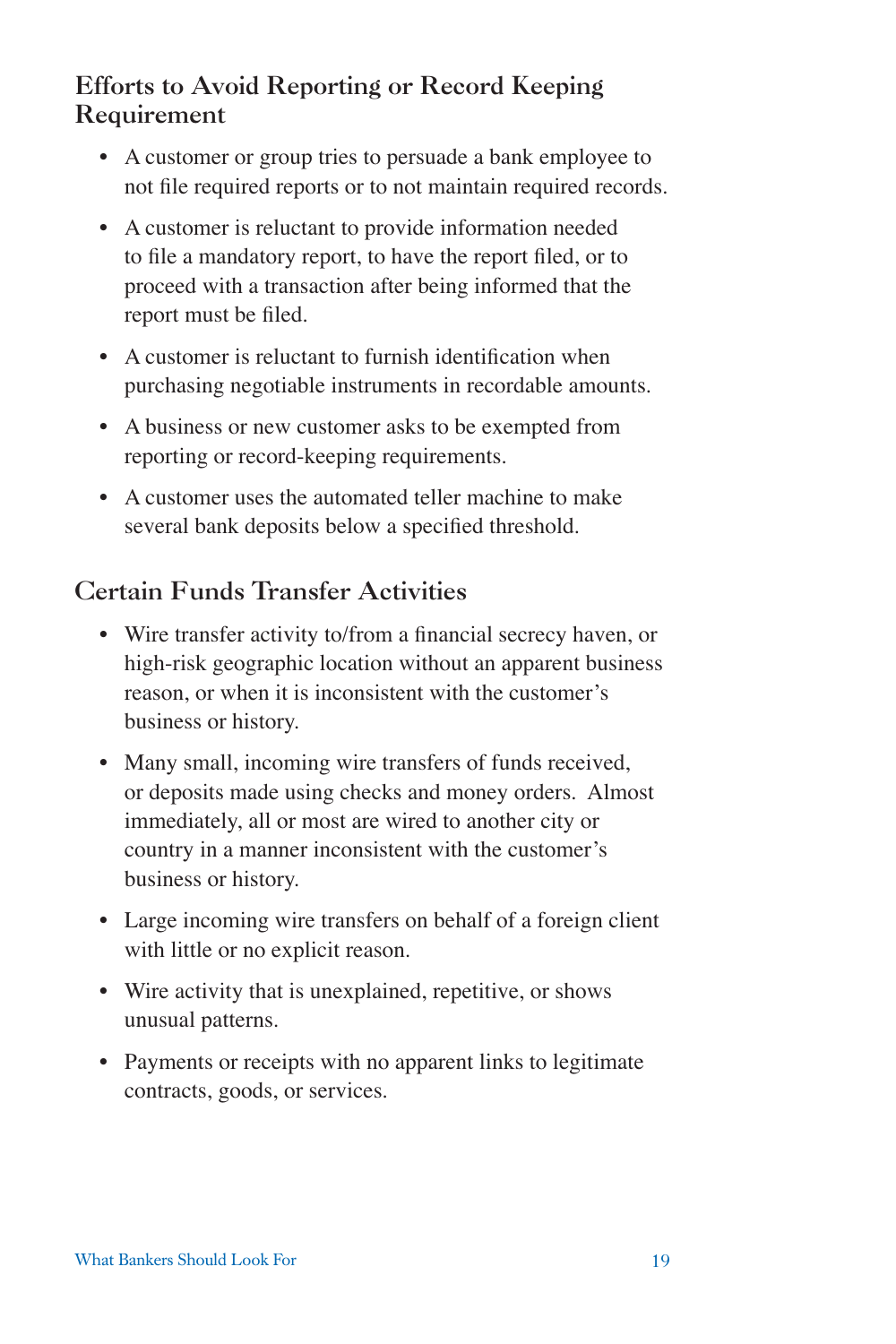## Efforts to Avoid Reporting or Record Keeping Requirement

- A customer or group tries to persuade a bank employee to not file required reports or to not maintain required records.
- A customer is reluctant to provide information needed to file a mandatory report, to have the report filed, or to proceed with a transaction after being informed that the report must be filed.
- A customer is reluctant to furnish identification when purchasing negotiable instruments in recordable amounts.
- A business or new customer asks to be exempted from reporting or record-keeping requirements.
- A customer uses the automated teller machine to make several bank deposits below a specified threshold.

## Certain Funds Transfer Activities

- Wire transfer activity to/from a financial secrecy haven, or high-risk geographic location without an apparent business reason, or when it is inconsistent with the customer's business or history.
- Many small, incoming wire transfers of funds received, or deposits made using checks and money orders. Almost immediately, all or most are wired to another city or country in a manner inconsistent with the customer's business or history.
- Large incoming wire transfers on behalf of a foreign client with little or no explicit reason.
- Wire activity that is unexplained, repetitive, or shows unusual patterns.
- Payments or receipts with no apparent links to legitimate contracts, goods, or services.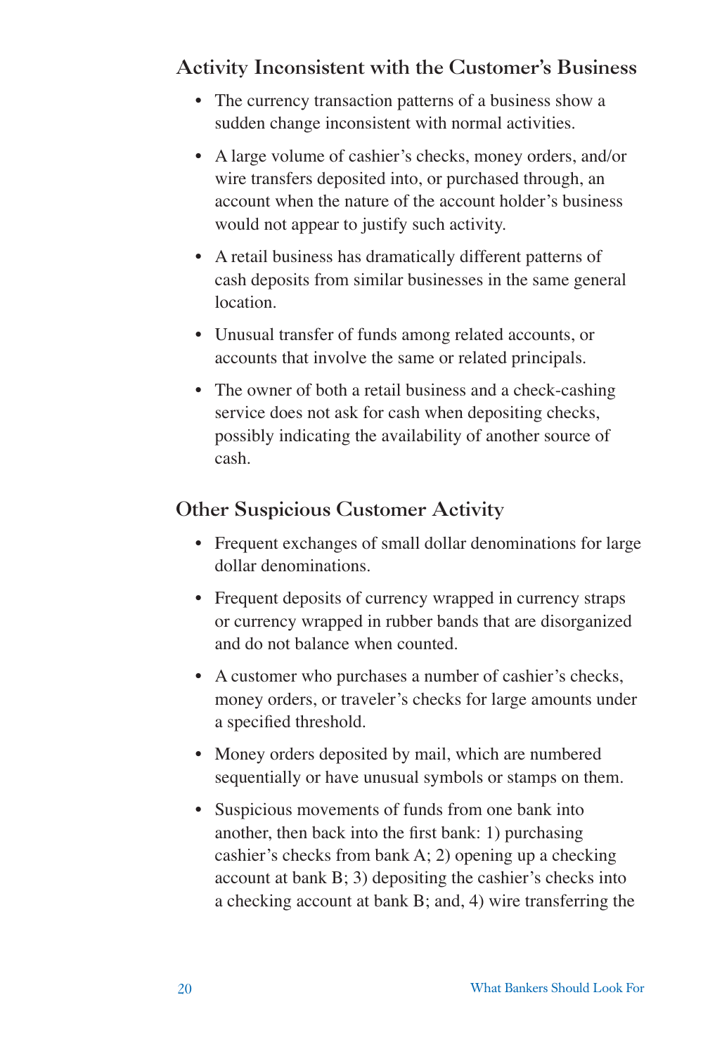## Activity Inconsistent with the Customer's Business

- The currency transaction patterns of a business show a sudden change inconsistent with normal activities.
- A large volume of cashier's checks, money orders, and/or wire transfers deposited into, or purchased through, an account when the nature of the account holder's business would not appear to justify such activity.
- A retail business has dramatically different patterns of cash deposits from similar businesses in the same general location.
- Unusual transfer of funds among related accounts, or accounts that involve the same or related principals.
- The owner of both a retail business and a check-cashing service does not ask for cash when depositing checks, possibly indicating the availability of another source of cash.

## Other Suspicious Customer Activity

- Frequent exchanges of small dollar denominations for large dollar denominations.
- Frequent deposits of currency wrapped in currency straps or currency wrapped in rubber bands that are disorganized and do not balance when counted.
- A customer who purchases a number of cashier's checks, money orders, or traveler's checks for large amounts under a specified threshold.
- Money orders deposited by mail, which are numbered sequentially or have unusual symbols or stamps on them.
- Suspicious movements of funds from one bank into another, then back into the first bank: 1) purchasing cashier's checks from bank A; 2) opening up a checking account at bank B; 3) depositing the cashier's checks into a checking account at bank B; and, 4) wire transferring the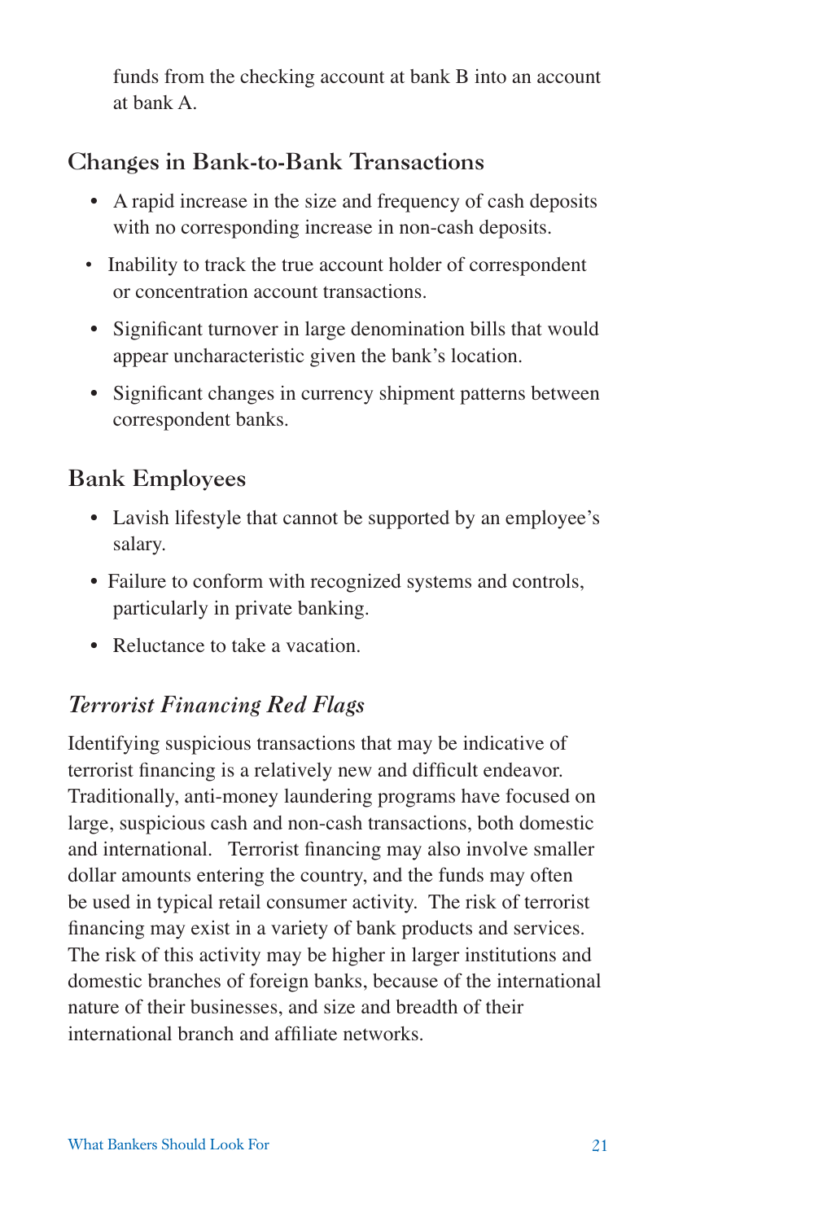funds from the checking account at bank B into an account at bank A.

## Changes in Bank-to-Bank Transactions

- A rapid increase in the size and frequency of cash deposits with no corresponding increase in non-cash deposits.
- Inability to track the true account holder of correspondent or concentration account transactions.
- Significant turnover in large denomination bills that would appear uncharacteristic given the bank's location.
- Significant changes in currency shipment patterns between correspondent banks.

## Bank Employees

- Lavish lifestyle that cannot be supported by an employee's salary.
- Failure to conform with recognized systems and controls, particularly in private banking.
- Reluctance to take a vacation.

## *Terrorist Financing Red Flags*

Identifying suspicious transactions that may be indicative of terrorist financing is a relatively new and difficult endeavor. Traditionally, anti-money laundering programs have focused on large, suspicious cash and non-cash transactions, both domestic and international. Terrorist financing may also involve smaller dollar amounts entering the country, and the funds may often be used in typical retail consumer activity. The risk of terrorist financing may exist in a variety of bank products and services. The risk of this activity may be higher in larger institutions and domestic branches of foreign banks, because of the international nature of their businesses, and size and breadth of their international branch and affiliate networks.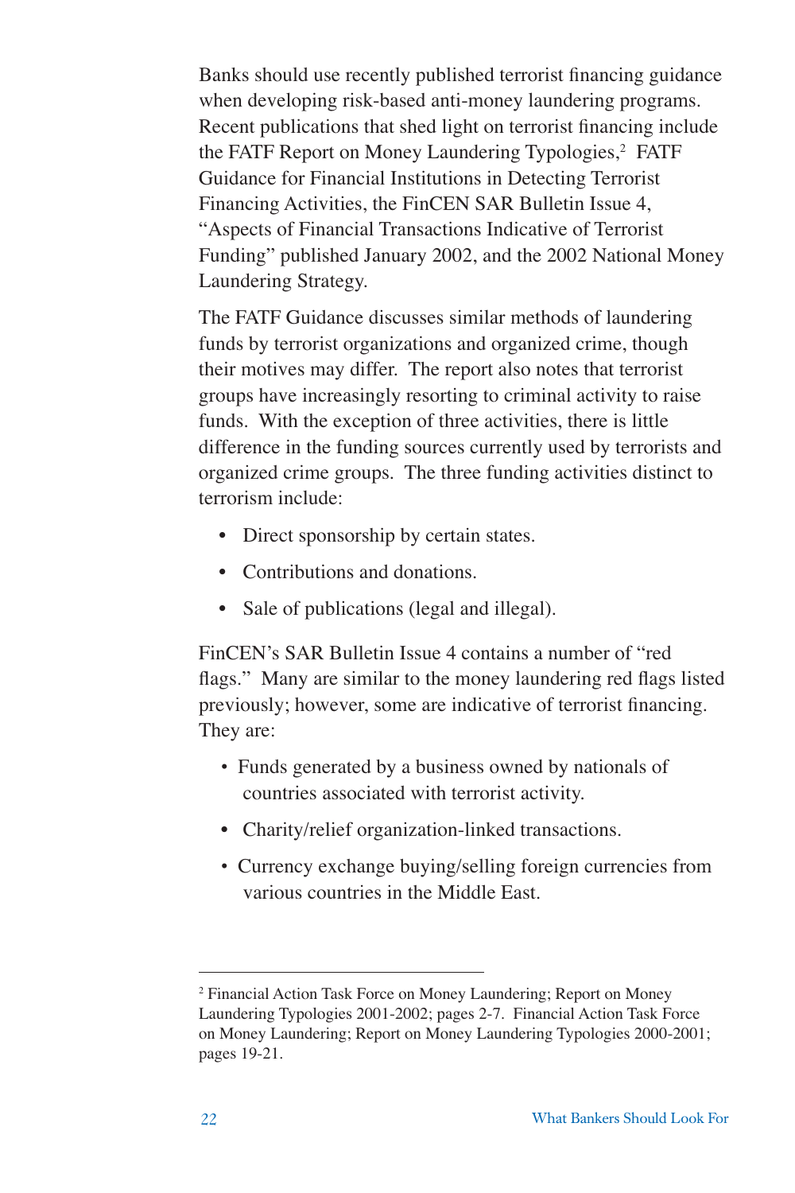Banks should use recently published terrorist financing guidance when developing risk-based anti-money laundering programs. Recent publications that shed light on terrorist financing include the FATF Report on Money Laundering Typologies,[2] FATF Guidance for Financial Institutions in Detecting Terrorist Financing Activities, the FinCEN SAR Bulletin Issue 4, "Aspects of Financial Transactions Indicative of Terrorist Funding" published January 2002, and the 2002 National Money Laundering Strategy.

The FATF Guidance discusses similar methods of laundering funds by terrorist organizations and organized crime, though their motives may differ. The report also notes that terrorist groups have increasingly resorting to criminal activity to raise funds. With the exception of three activities, there is little difference in the funding sources currently used by terrorists and organized crime groups. The three funding activities distinct to terrorism include:

- Direct sponsorship by certain states.
- Contributions and donations.
- Sale of publications (legal and illegal).

FinCEN's SAR Bulletin Issue 4 contains a number of "red flags." Many are similar to the money laundering red flags listed previously; however, some are indicative of terrorist financing. They are:

- Funds generated by a business owned by nationals of countries associated with terrorist activity.
- Charity/relief organization-linked transactions.
- Currency exchange buying/selling foreign currencies from various countries in the Middle East.

---

[2] Financial Action Task Force on Money Laundering; Report on Money Laundering Typologies 2001-2002; pages 2-7. Financial Action Task Force on Money Laundering; Report on Money Laundering Typologies 2000-2001; pages 19-21.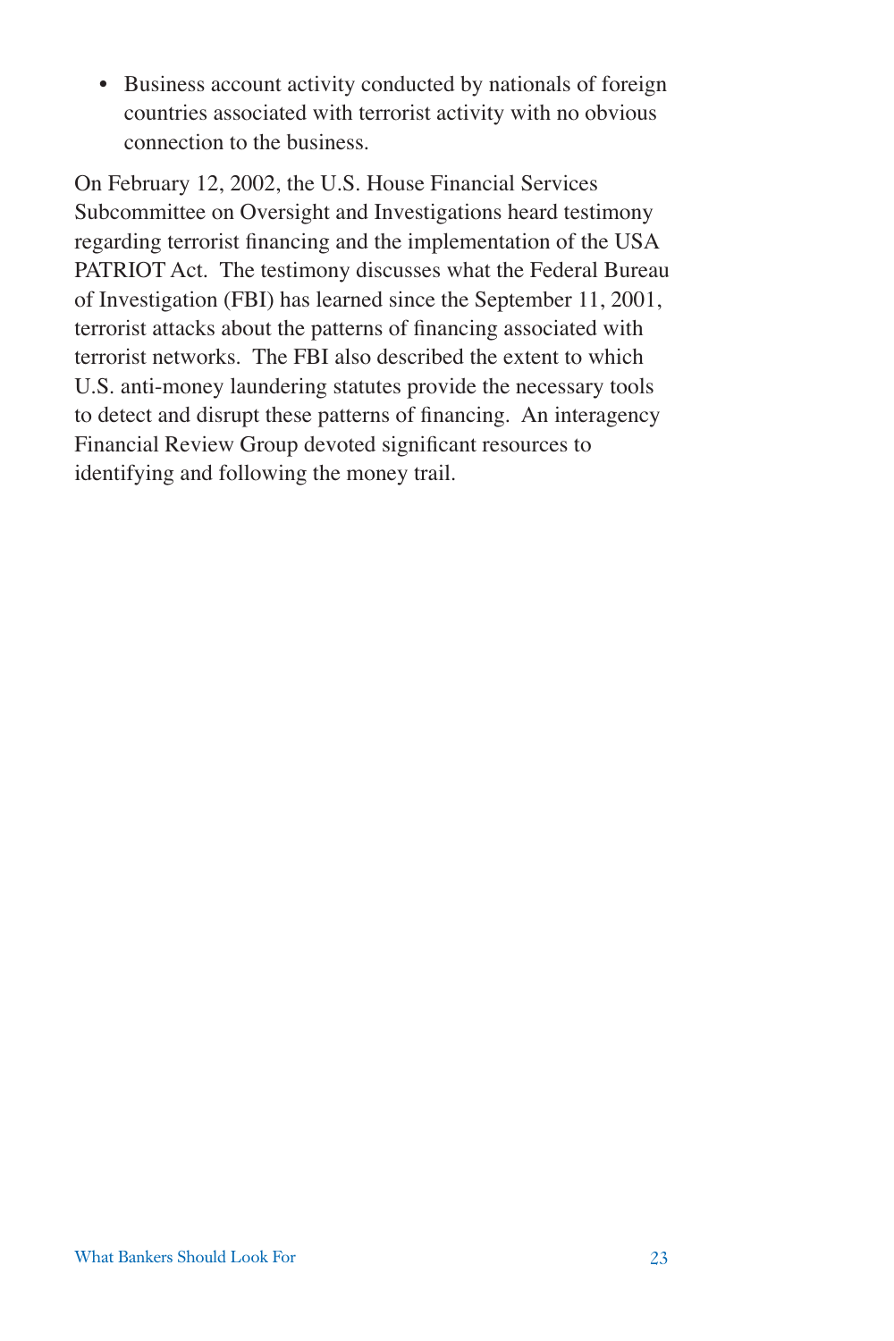- Business account activity conducted by nationals of foreign countries associated with terrorist activity with no obvious connection to the business.

On February 12, 2002, the U.S. House Financial Services Subcommittee on Oversight and Investigations heard testimony regarding terrorist financing and the implementation of the USA PATRIOT Act. The testimony discusses what the Federal Bureau of Investigation (FBI) has learned since the September 11, 2001, terrorist attacks about the patterns of financing associated with terrorist networks. The FBI also described the extent to which U.S. anti-money laundering statutes provide the necessary tools to detect and disrupt these patterns of financing. An interagency Financial Review Group devoted significant resources to identifying and following the money trail.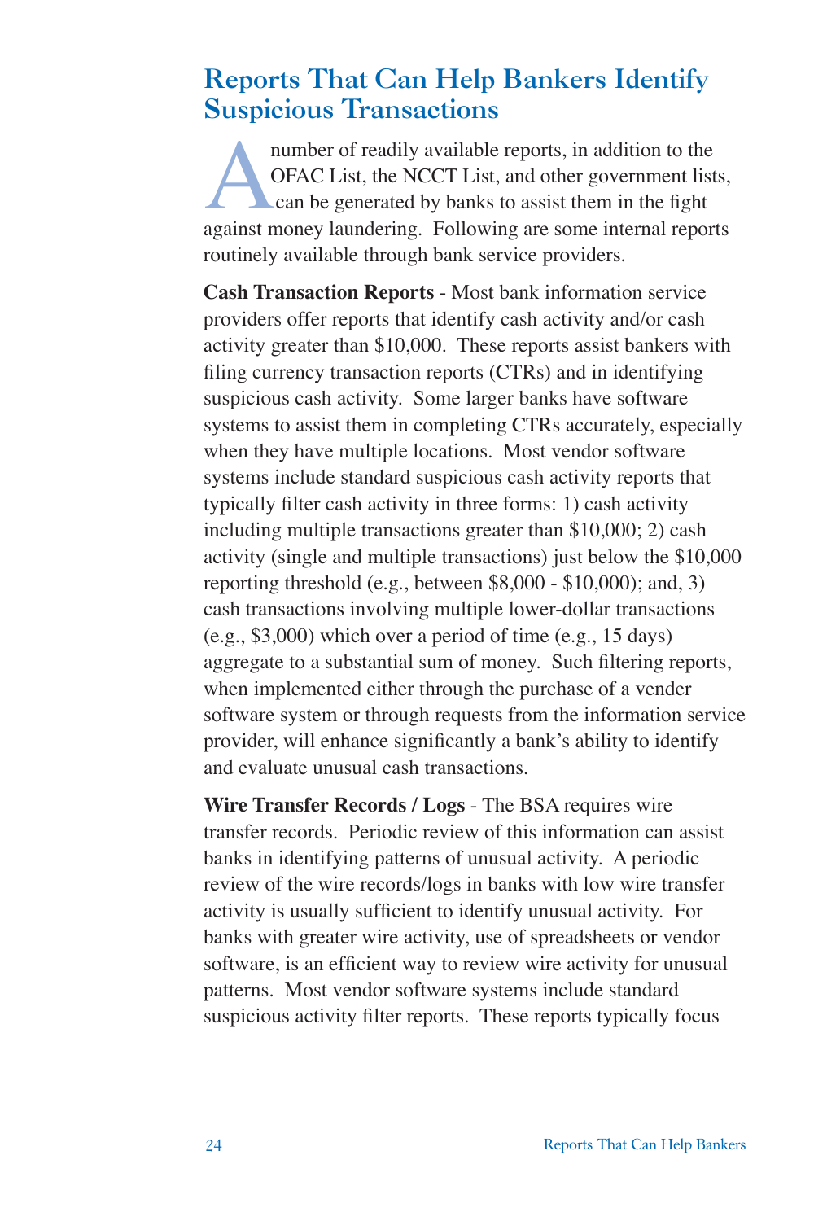## Reports That Can Help Bankers Identify Suspicious Transactions

A number of readily available reports, in addition to the OFAC List, the NCCT List, and other government lists, can be generated by banks to assist them in the fight against money laundering. Following are some internal reports routinely available through bank service providers.

**Cash Transaction Reports** - Most bank information service providers offer reports that identify cash activity and/or cash activity greater than $10,000. These reports assist bankers with filing currency transaction reports (CTRs) and in identifying suspicious cash activity. Some larger banks have software systems to assist them in completing CTRs accurately, especially when they have multiple locations. Most vendor software systems include standard suspicious cash activity reports that typically filter cash activity in three forms: 1) cash activity including multiple transactions greater than $10,000; 2) cash activity (single and multiple transactions) just below the $10,000 reporting threshold (e.g., between $8,000 - $10,000); and, 3) cash transactions involving multiple lower-dollar transactions (e.g., $3,000) which over a period of time (e.g., 15 days) aggregate to a substantial sum of money. Such filtering reports, when implemented either through the purchase of a vender software system or through requests from the information service provider, will enhance significantly a bank's ability to identify and evaluate unusual cash transactions.

**Wire Transfer Records / Logs** - The BSA requires wire transfer records. Periodic review of this information can assist banks in identifying patterns of unusual activity. A periodic review of the wire records/logs in banks with low wire transfer activity is usually sufficient to identify unusual activity. For banks with greater wire activity, use of spreadsheets or vendor software, is an efficient way to review wire activity for unusual patterns. Most vendor software systems include standard suspicious activity filter reports. These reports typically focus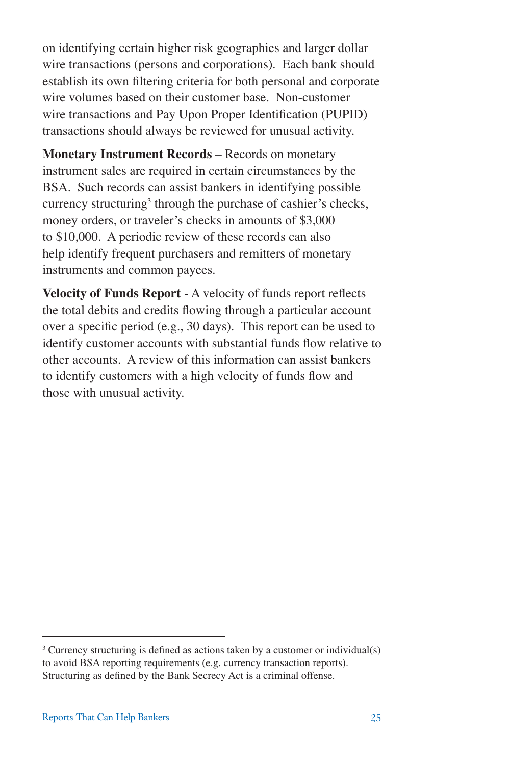on identifying certain higher risk geographies and larger dollar wire transactions (persons and corporations). Each bank should establish its own filtering criteria for both personal and corporate wire volumes based on their customer base. Non-customer wire transactions and Pay Upon Proper Identification (PUPID) transactions should always be reviewed for unusual activity.

**Monetary Instrument Records** – Records on monetary instrument sales are required in certain circumstances by the BSA. Such records can assist bankers in identifying possible currency structuring[3] through the purchase of cashier's checks, money orders, or traveler's checks in amounts of $3,000 to $10,000. A periodic review of these records can also help identify frequent purchasers and remitters of monetary instruments and common payees.

**Velocity of Funds Report** - A velocity of funds report reflects the total debits and credits flowing through a particular account over a specific period (e.g., 30 days). This report can be used to identify customer accounts with substantial funds flow relative to other accounts. A review of this information can assist bankers to identify customers with a high velocity of funds flow and those with unusual activity.

---

[3] Currency structuring is defined as actions taken by a customer or individual(s) to avoid BSA reporting requirements (e.g. currency transaction reports). Structuring as defined by the Bank Secrecy Act is a criminal offense.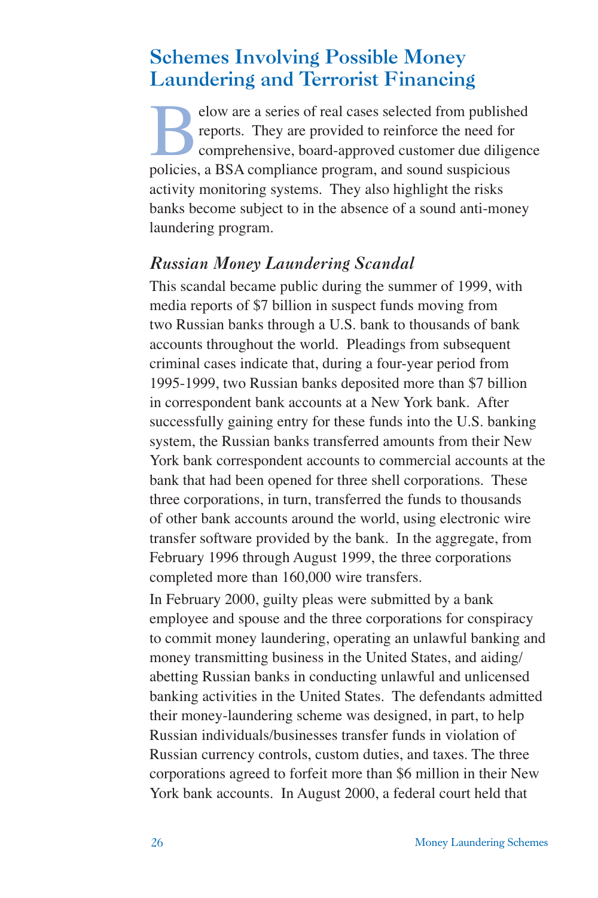## Schemes Involving Possible Money Laundering and Terrorist Financing

Below are a series of real cases selected from published reports. They are provided to reinforce the need for comprehensive, board-approved customer due diligence policies, a BSA compliance program, and sound suspicious activity monitoring systems. They also highlight the risks banks become subject to in the absence of a sound anti-money laundering program.

### *Russian Money Laundering Scandal*

This scandal became public during the summer of 1999, with media reports of $7 billion in suspect funds moving from two Russian banks through a U.S. bank to thousands of bank accounts throughout the world. Pleadings from subsequent criminal cases indicate that, during a four-year period from 1995-1999, two Russian banks deposited more than $7 billion in correspondent bank accounts at a New York bank. After successfully gaining entry for these funds into the U.S. banking system, the Russian banks transferred amounts from their New York bank correspondent accounts to commercial accounts at the bank that had been opened for three shell corporations. These three corporations, in turn, transferred the funds to thousands of other bank accounts around the world, using electronic wire transfer software provided by the bank. In the aggregate, from February 1996 through August 1999, the three corporations completed more than 160,000 wire transfers.

In February 2000, guilty pleas were submitted by a bank employee and spouse and the three corporations for conspiracy to commit money laundering, operating an unlawful banking and money transmitting business in the United States, and aiding/abetting Russian banks in conducting unlawful and unlicensed banking activities in the United States. The defendants admitted their money-laundering scheme was designed, in part, to help Russian individuals/businesses transfer funds in violation of Russian currency controls, custom duties, and taxes. The three corporations agreed to forfeit more than $6 million in their New York bank accounts. In August 2000, a federal court held that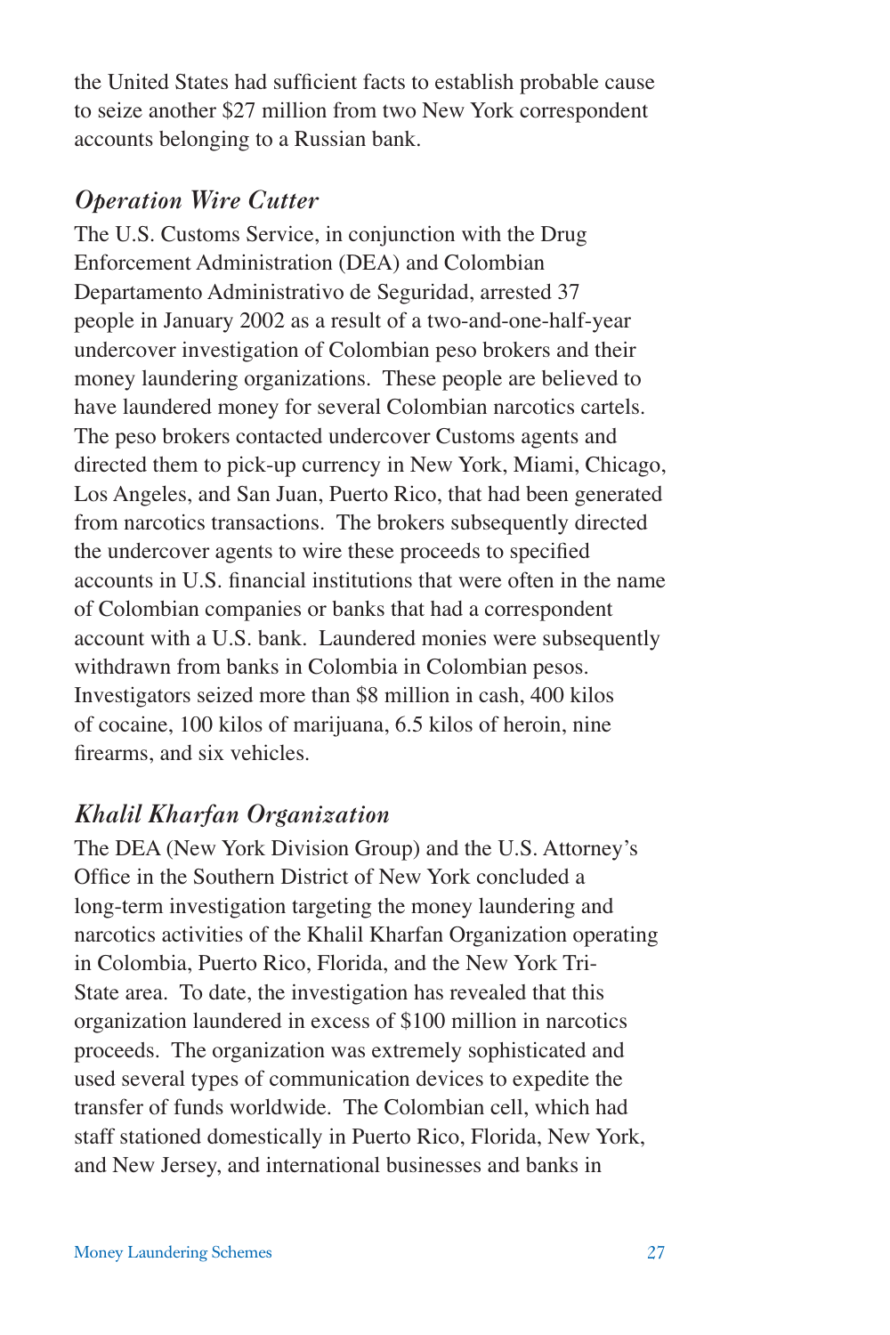the United States had sufficient facts to establish probable cause to seize another $27 million from two New York correspondent accounts belonging to a Russian bank.

### *Operation Wire Cutter*

The U.S. Customs Service, in conjunction with the Drug Enforcement Administration (DEA) and Colombian Departamento Administrativo de Seguridad, arrested 37 people in January 2002 as a result of a two-and-one-half-year undercover investigation of Colombian peso brokers and their money laundering organizations. These people are believed to have laundered money for several Colombian narcotics cartels. The peso brokers contacted undercover Customs agents and directed them to pick-up currency in New York, Miami, Chicago, Los Angeles, and San Juan, Puerto Rico, that had been generated from narcotics transactions. The brokers subsequently directed the undercover agents to wire these proceeds to specified accounts in U.S. financial institutions that were often in the name of Colombian companies or banks that had a correspondent account with a U.S. bank. Laundered monies were subsequently withdrawn from banks in Colombia in Colombian pesos. Investigators seized more than $8 million in cash, 400 kilos of cocaine, 100 kilos of marijuana, 6.5 kilos of heroin, nine firearms, and six vehicles.

### *Khalil Kharfan Organization*

The DEA (New York Division Group) and the U.S. Attorney's Office in the Southern District of New York concluded a long-term investigation targeting the money laundering and narcotics activities of the Khalil Kharfan Organization operating in Colombia, Puerto Rico, Florida, and the New York Tri-State area. To date, the investigation has revealed that this organization laundered in excess of $100 million in narcotics proceeds. The organization was extremely sophisticated and used several types of communication devices to expedite the transfer of funds worldwide. The Colombian cell, which had staff stationed domestically in Puerto Rico, Florida, New York, and New Jersey, and international businesses and banks in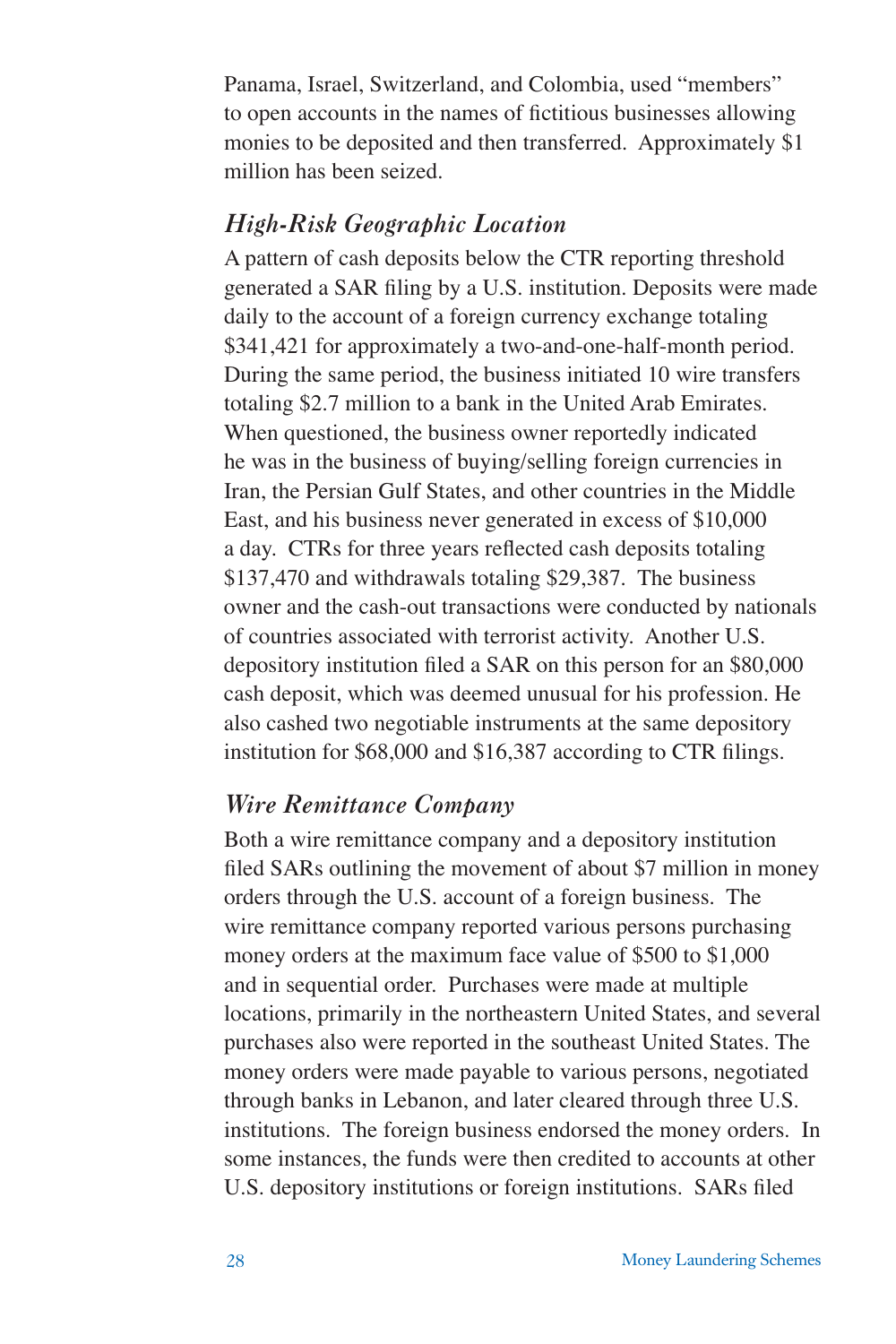Panama, Israel, Switzerland, and Colombia, used "members" to open accounts in the names of fictitious businesses allowing monies to be deposited and then transferred. Approximately $1 million has been seized.

### *High-Risk Geographic Location*

A pattern of cash deposits below the CTR reporting threshold generated a SAR filing by a U.S. institution. Deposits were made daily to the account of a foreign currency exchange totaling $341,421 for approximately a two-and-one-half-month period. During the same period, the business initiated 10 wire transfers totaling $2.7 million to a bank in the United Arab Emirates. When questioned, the business owner reportedly indicated he was in the business of buying/selling foreign currencies in Iran, the Persian Gulf States, and other countries in the Middle East, and his business never generated in excess of $10,000 a day. CTRs for three years reflected cash deposits totaling $137,470 and withdrawals totaling $29,387. The business owner and the cash-out transactions were conducted by nationals of countries associated with terrorist activity. Another U.S. depository institution filed a SAR on this person for an $80,000 cash deposit, which was deemed unusual for his profession. He also cashed two negotiable instruments at the same depository institution for $68,000 and $16,387 according to CTR filings.

### *Wire Remittance Company*

Both a wire remittance company and a depository institution filed SARs outlining the movement of about $7 million in money orders through the U.S. account of a foreign business. The wire remittance company reported various persons purchasing money orders at the maximum face value of $500 to $1,000 and in sequential order. Purchases were made at multiple locations, primarily in the northeastern United States, and several purchases also were reported in the southeast United States. The money orders were made payable to various persons, negotiated through banks in Lebanon, and later cleared through three U.S. institutions. The foreign business endorsed the money orders. In some instances, the funds were then credited to accounts at other U.S. depository institutions or foreign institutions. SARs filed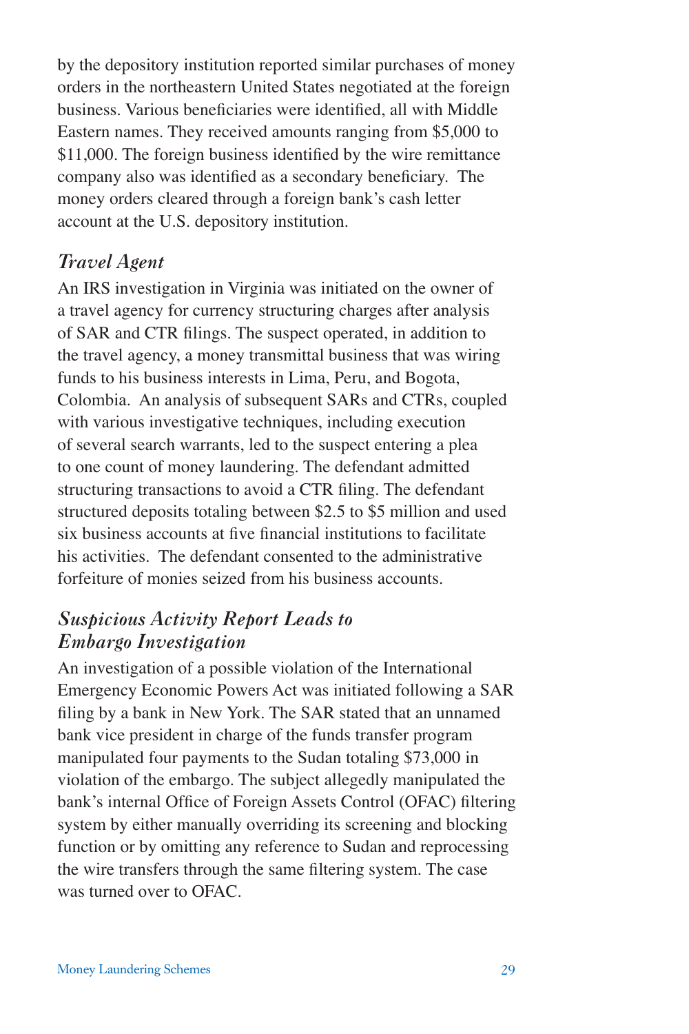by the depository institution reported similar purchases of money orders in the northeastern United States negotiated at the foreign business. Various beneficiaries were identified, all with Middle Eastern names. They received amounts ranging from $5,000 to $11,000. The foreign business identified by the wire remittance company also was identified as a secondary beneficiary. The money orders cleared through a foreign bank's cash letter account at the U.S. depository institution.

### *Travel Agent*

An IRS investigation in Virginia was initiated on the owner of a travel agency for currency structuring charges after analysis of SAR and CTR filings. The suspect operated, in addition to the travel agency, a money transmittal business that was wiring funds to his business interests in Lima, Peru, and Bogota, Colombia. An analysis of subsequent SARs and CTRs, coupled with various investigative techniques, including execution of several search warrants, led to the suspect entering a plea to one count of money laundering. The defendant admitted structuring transactions to avoid a CTR filing. The defendant structured deposits totaling between $2.5 to $5 million and used six business accounts at five financial institutions to facilitate his activities. The defendant consented to the administrative forfeiture of monies seized from his business accounts.

### *Suspicious Activity Report Leads to Embargo Investigation*

An investigation of a possible violation of the International Emergency Economic Powers Act was initiated following a SAR filing by a bank in New York. The SAR stated that an unnamed bank vice president in charge of the funds transfer program manipulated four payments to the Sudan totaling $73,000 in violation of the embargo. The subject allegedly manipulated the bank's internal Office of Foreign Assets Control (OFAC) filtering system by either manually overriding its screening and blocking function or by omitting any reference to Sudan and reprocessing the wire transfers through the same filtering system. The case was turned over to OFAC.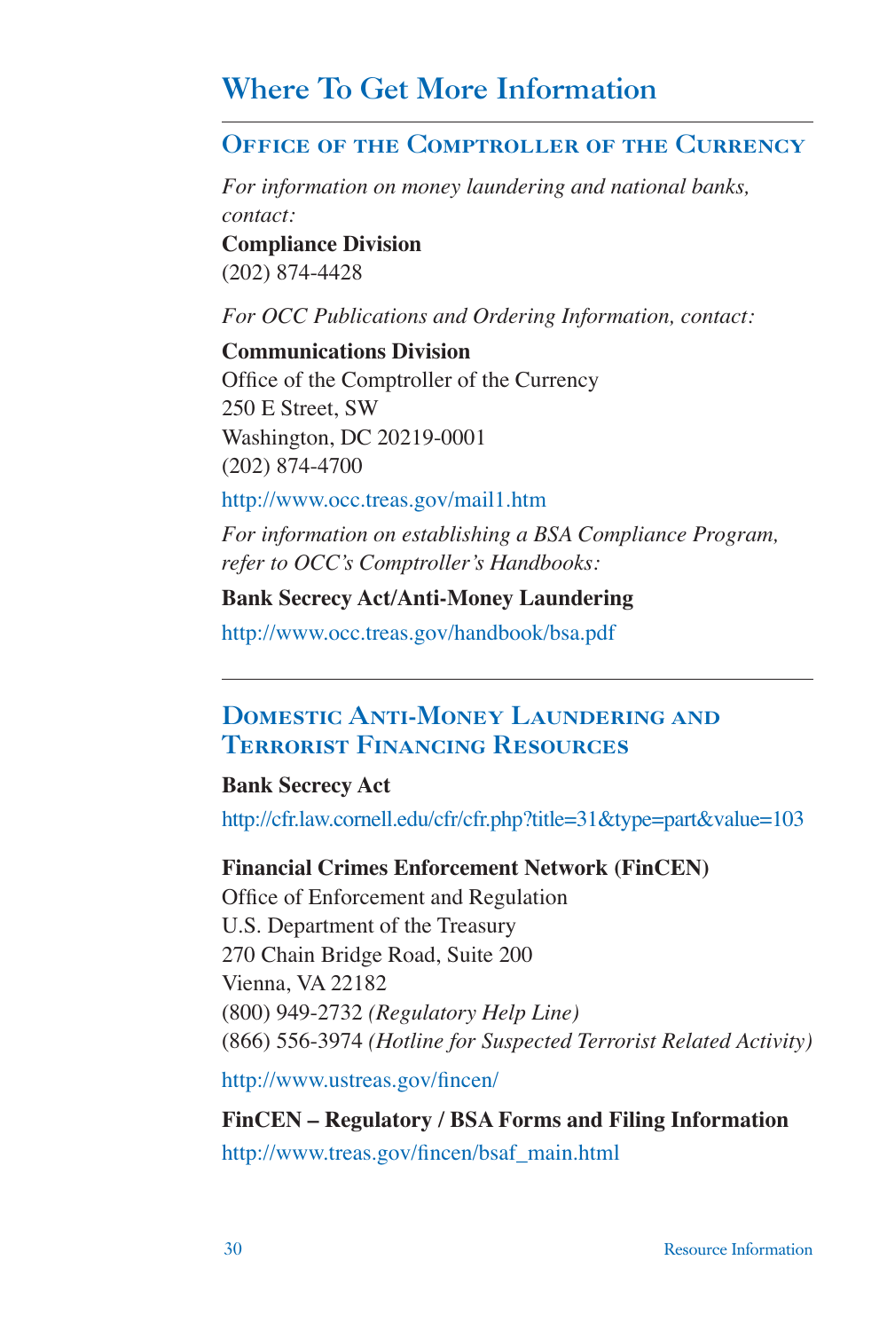# Where To Get More Information

## Office of the Comptroller of the Currency

*For information on money laundering and national banks, contact:*

**Compliance Division**
(202) 874-4428

*For OCC Publications and Ordering Information, contact:*

**Communications Division**
Office of the Comptroller of the Currency
250 E Street, SW
Washington, DC 20219-0001
(202) 874-4700

http://www.occ.treas.gov/mail1.htm

*For information on establishing a BSA Compliance Program, refer to OCC's Comptroller's Handbooks:*

**Bank Secrecy Act/Anti-Money Laundering**

http://www.occ.treas.gov/handbook/bsa.pdf

## Domestic Anti-Money Laundering and Terrorist Financing Resources

**Bank Secrecy Act**

http://cfr.law.cornell.edu/cfr/cfr.php?title=31&type=part&value=103

**Financial Crimes Enforcement Network (FinCEN)**
Office of Enforcement and Regulation
U.S. Department of the Treasury
270 Chain Bridge Road, Suite 200
Vienna, VA 22182
(800) 949-2732 *(Regulatory Help Line)*
(866) 556-3974 *(Hotline for Suspected Terrorist Related Activity)*

http://www.ustreas.gov/fincen/

**FinCEN – Regulatory / BSA Forms and Filing Information**

http://www.treas.gov/fincen/bsaf_main.html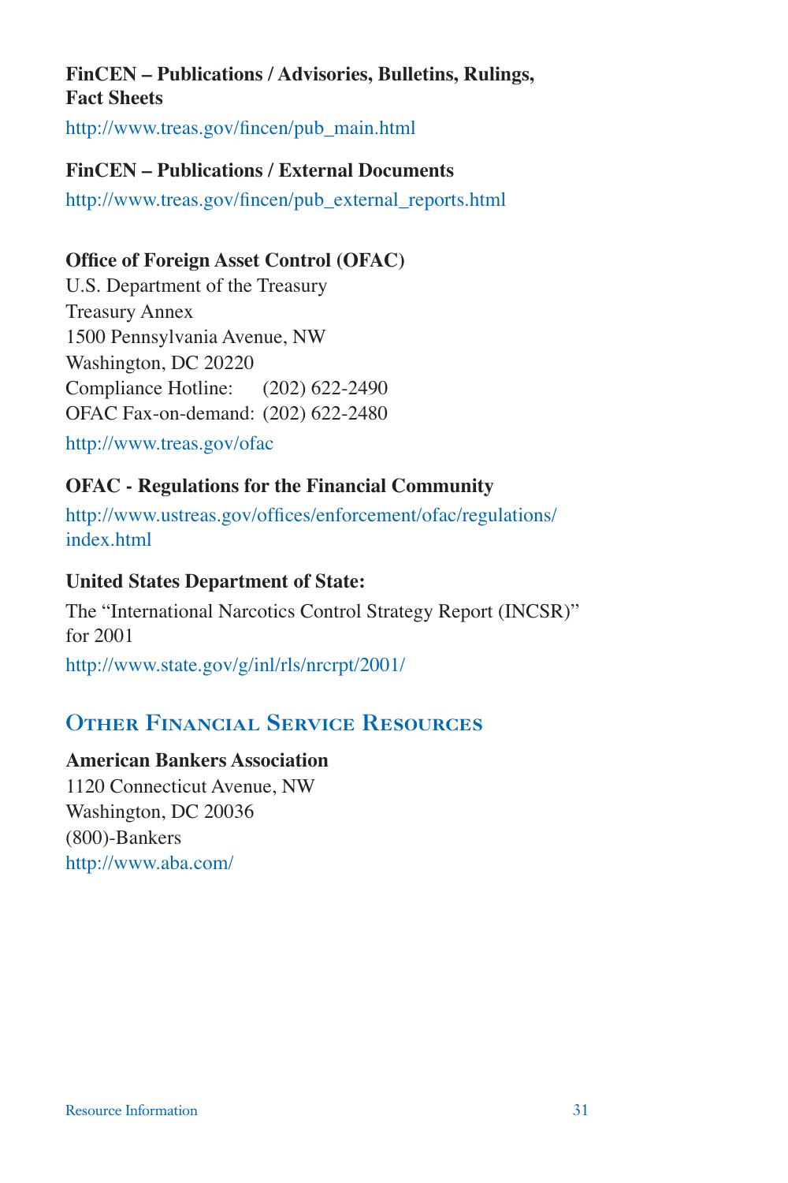**FinCEN – Publications / Advisories, Bulletins, Rulings, Fact Sheets**

http://www.treas.gov/fincen/pub_main.html

**FinCEN – Publications / External Documents**

http://www.treas.gov/fincen/pub_external_reports.html

**Office of Foreign Asset Control (OFAC)**
U.S. Department of the Treasury
Treasury Annex
1500 Pennsylvania Avenue, NW
Washington, DC 20220
Compliance Hotline: (202) 622-2490
OFAC Fax-on-demand: (202) 622-2480

http://www.treas.gov/ofac

**OFAC - Regulations for the Financial Community**

http://www.ustreas.gov/offices/enforcement/ofac/regulations/index.html

**United States Department of State:**

The "International Narcotics Control Strategy Report (INCSR)" for 2001

http://www.state.gov/g/inl/rls/nrcrpt/2001/

## Other Financial Service Resources

**American Bankers Association**
1120 Connecticut Avenue, NW
Washington, DC 20036
(800)-Bankers
http://www.aba.com/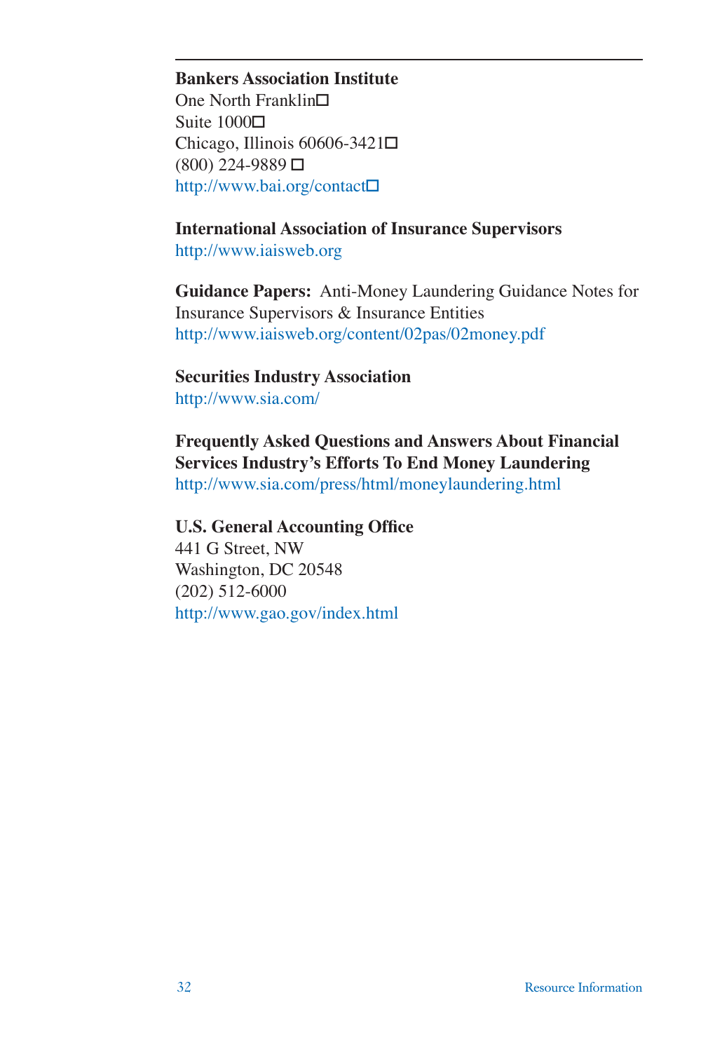**Bankers Association Institute**
One North Franklin
Suite 1000
Chicago, Illinois 60606-3421
(800) 224-9889
http://www.bai.org/contact

**International Association of Insurance Supervisors**
http://www.iaisweb.org

**Guidance Papers:** Anti-Money Laundering Guidance Notes for Insurance Supervisors & Insurance Entities
http://www.iaisweb.org/content/02pas/02money.pdf

**Securities Industry Association**
http://www.sia.com/

**Frequently Asked Questions and Answers About Financial Services Industry's Efforts To End Money Laundering**
http://www.sia.com/press/html/moneylaundering.html

**U.S. General Accounting Office**
441 G Street, NW
Washington, DC 20548
(202) 512-6000
http://www.gao.gov/index.html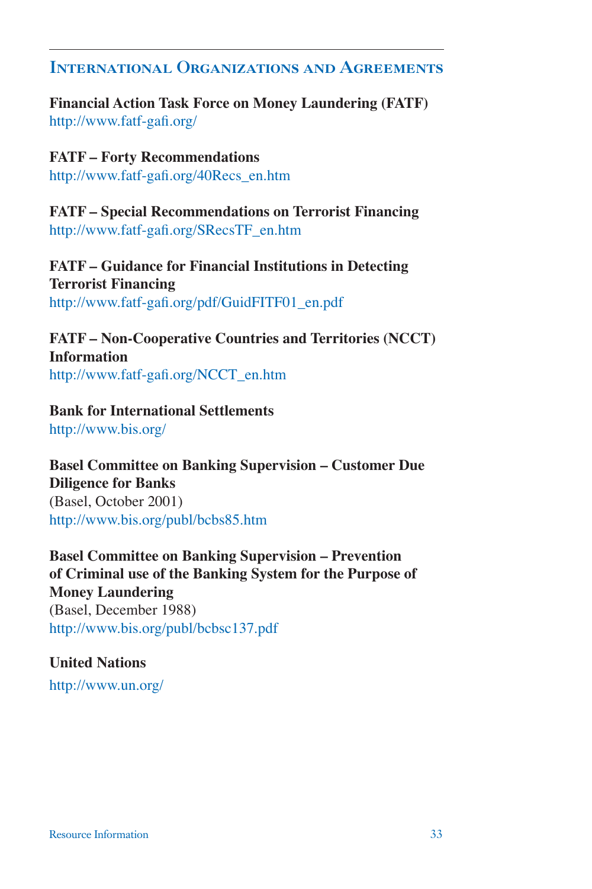## International Organizations and Agreements

**Financial Action Task Force on Money Laundering (FATF)**
http://www.fatf-gafi.org/

**FATF – Forty Recommendations**
http://www.fatf-gafi.org/40Recs_en.htm

**FATF – Special Recommendations on Terrorist Financing**
http://www.fatf-gafi.org/SRecsTF_en.htm

**FATF – Guidance for Financial Institutions in Detecting Terrorist Financing**
http://www.fatf-gafi.org/pdf/GuidFITF01_en.pdf

**FATF – Non-Cooperative Countries and Territories (NCCT) Information**
http://www.fatf-gafi.org/NCCT_en.htm

**Bank for International Settlements**
http://www.bis.org/

**Basel Committee on Banking Supervision – Customer Due Diligence for Banks**
(Basel, October 2001)
http://www.bis.org/publ/bcbs85.htm

**Basel Committee on Banking Supervision – Prevention of Criminal use of the Banking System for the Purpose of Money Laundering**
(Basel, December 1988)
http://www.bis.org/publ/bcbsc137.pdf

**United Nations**
http://www.un.org/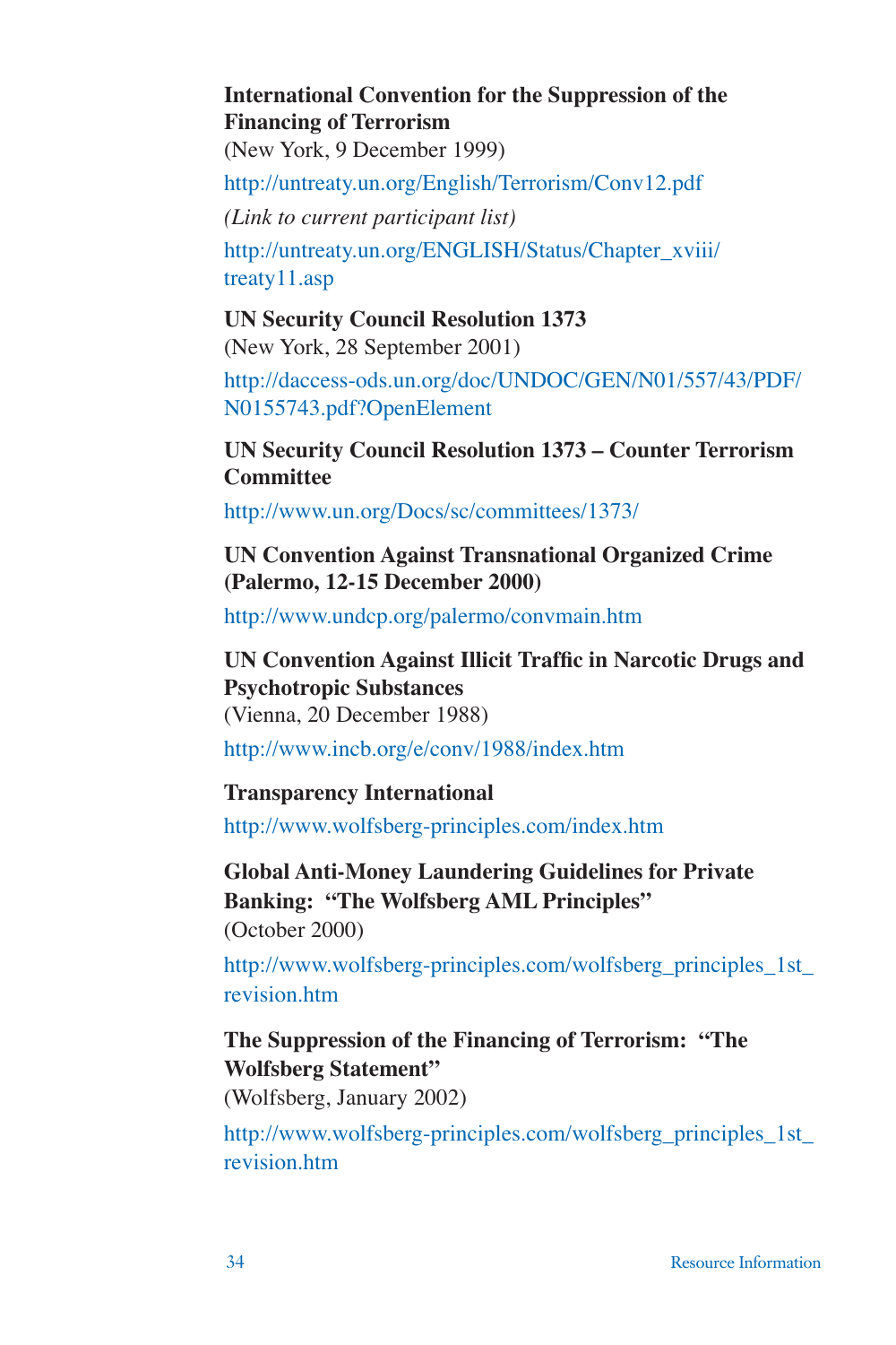**International Convention for the Suppression of the Financing of Terrorism**
(New York, 9 December 1999)

http://untreaty.un.org/English/Terrorism/Conv12.pdf

*(Link to current participant list)*

http://untreaty.un.org/ENGLISH/Status/Chapter_xviii/treaty11.asp

**UN Security Council Resolution 1373**
(New York, 28 September 2001)

http://daccess-ods.un.org/doc/UNDOC/GEN/N01/557/43/PDF/N0155743.pdf?OpenElement

**UN Security Council Resolution 1373 – Counter Terrorism Committee**

http://www.un.org/Docs/sc/committees/1373/

**UN Convention Against Transnational Organized Crime (Palermo, 12-15 December 2000)**

http://www.undcp.org/palermo/convmain.htm

**UN Convention Against Illicit Traffic in Narcotic Drugs and Psychotropic Substances**
(Vienna, 20 December 1988)

http://www.incb.org/e/conv/1988/index.htm

**Transparency International**

http://www.wolfsberg-principles.com/index.htm

**Global Anti-Money Laundering Guidelines for Private Banking: "The Wolfsberg AML Principles"**
(October 2000)

http://www.wolfsberg-principles.com/wolfsberg_principles_1st_revision.htm

**The Suppression of the Financing of Terrorism: "The Wolfsberg Statement"**
(Wolfsberg, January 2002)

http://www.wolfsberg-principles.com/wolfsberg_principles_1st_revision.htm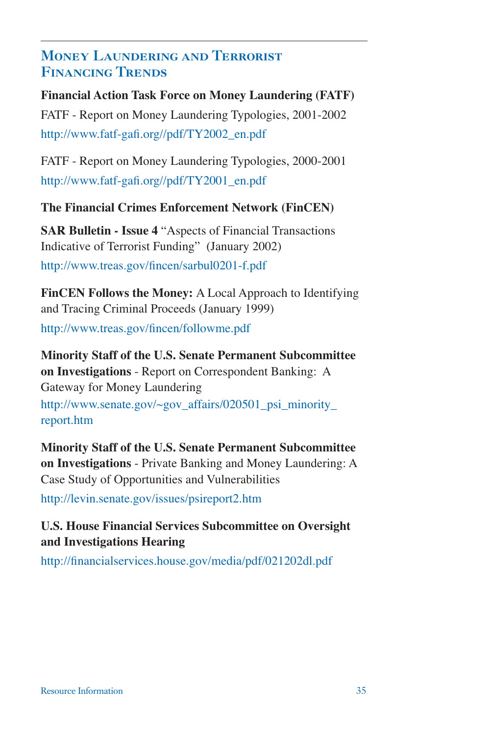## Money Laundering and Terrorist Financing Trends

**Financial Action Task Force on Money Laundering (FATF)**

FATF - Report on Money Laundering Typologies, 2001-2002

http://www.fatf-gafi.org//pdf/TY2002_en.pdf

FATF - Report on Money Laundering Typologies, 2000-2001

http://www.fatf-gafi.org//pdf/TY2001_en.pdf

**The Financial Crimes Enforcement Network (FinCEN)**

**SAR Bulletin - Issue 4** "Aspects of Financial Transactions Indicative of Terrorist Funding" (January 2002)

http://www.treas.gov/fincen/sarbul0201-f.pdf

**FinCEN Follows the Money:** A Local Approach to Identifying and Tracing Criminal Proceeds (January 1999)

http://www.treas.gov/fincen/followme.pdf

**Minority Staff of the U.S. Senate Permanent Subcommittee on Investigations** - Report on Correspondent Banking: A Gateway for Money Laundering

http://www.senate.gov/~gov_affairs/020501_psi_minority_report.htm

**Minority Staff of the U.S. Senate Permanent Subcommittee on Investigations** - Private Banking and Money Laundering: A Case Study of Opportunities and Vulnerabilities

http://levin.senate.gov/issues/psireport2.htm

**U.S. House Financial Services Subcommittee on Oversight and Investigations Hearing**

http://financialservices.house.gov/media/pdf/021202dl.pdf